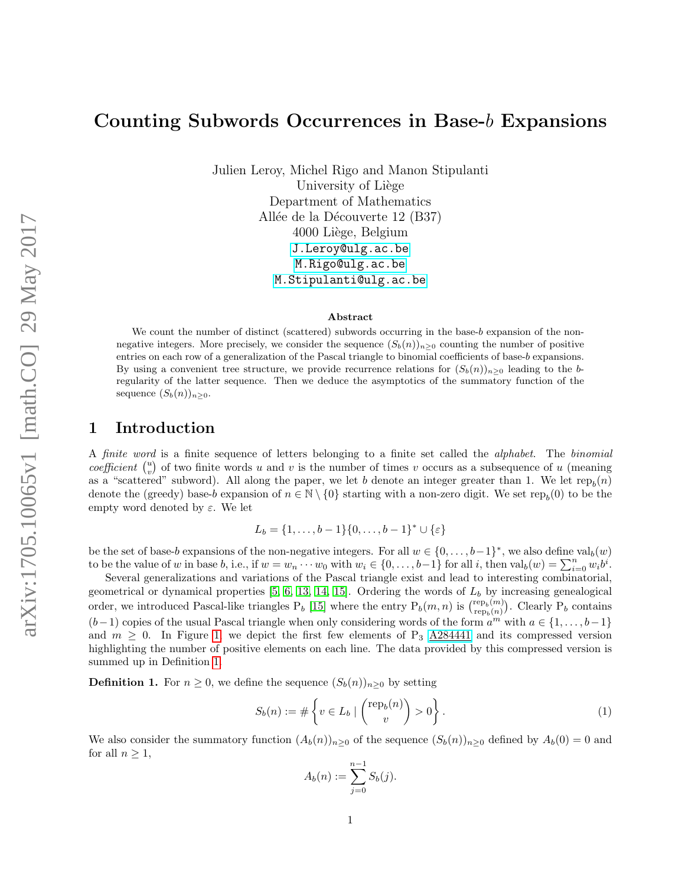# Counting Subwords Occurrences in Base-$b$ Expansions

Julien Leroy, Michel Rigo and Manon Stipulanti
University of Liège
Department of Mathematics
Allée de la Découverte 12 (B37)
4000 Liège, Belgium
J.Leroy@ulg.ac.be
M.Rigo@ulg.ac.be
M.Stipulanti@ulg.ac.be

### Abstract

We count the number of distinct (scattered) subwords occurring in the base-$b$ expansion of the non-negative integers. More precisely, we consider the sequence $(S_b(n))_{n\geq 0}$ counting the number of positive entries on each row of a generalization of the Pascal triangle to binomial coefficients of base-$b$ expansions. By using a convenient tree structure, we provide recurrence relations for $(S_b(n))_{n\geq 0}$ leading to the $b$-regularity of the latter sequence. Then we deduce the asymptotics of the summatory function of the sequence $(S_b(n))_{n\geq 0}$.

## 1 Introduction

A *finite word* is a finite sequence of letters belonging to a finite set called the *alphabet*. The *binomial coefficient* $\binom{u}{v}$ of two finite words $u$ and $v$ is the number of times $v$ occurs as a subsequence of $u$ (meaning as a "scattered" subword). All along the paper, we let $b$ denote an integer greater than 1. We let $\text{rep}_b(n)$ denote the (greedy) base-$b$ expansion of $n \in \mathbb{N} \setminus \{0\}$ starting with a non-zero digit. We set $\text{rep}_b(0)$ to be the empty word denoted by $\varepsilon$. We let

$$L_b = \{1, \dots, b-1\}\{0, \dots, b-1\}^* \cup \{\varepsilon\}$$

be the set of base-$b$ expansions of the non-negative integers. For all $w \in \{0, \dots, b-1\}^*$, we also define $\text{val}_b(w)$ to be the value of $w$ in base $b$, i.e., if $w = w_n \cdots w_0$ with $w_i \in \{0, \dots, b-1\}$ for all $i$, then $\text{val}_b(w) = \sum_{i=0}^{n} w_i b^i$.

Several generalizations and variations of the Pascal triangle exist and lead to interesting combinatorial, geometrical or dynamical properties [5, 6, 13, 14, 15]. Ordering the words of $L_b$ by increasing genealogical order, we introduced Pascal-like triangles $\text{P}_b$ [15] where the entry $\text{P}_b(m, n)$ is $\binom{\text{rep}_b(m)}{\text{rep}_b(n)}$. Clearly $\text{P}_b$ contains $(b-1)$ copies of the usual Pascal triangle when only considering words of the form $a^m$ with $a \in \{1, \dots, b-1\}$ and $m \geq 0$. In Figure 1, we depict the first few elements of $\text{P}_3$ A284441 and its compressed version highlighting the number of positive elements on each line. The data provided by this compressed version is summed up in Definition 1.

**Definition 1.** For $n \geq 0$, we define the sequence $(S_b(n))_{n\geq 0}$ by setting

$$S_b(n) := \# \left\{ v \in L_b \mid \binom{\text{rep}_b(n)}{v} > 0 \right\}. \tag{1}$$

We also consider the summatory function $(A_b(n))_{n\geq 0}$ of the sequence $(S_b(n))_{n\geq 0}$ defined by $A_b(0) = 0$ and for all $n \geq 1$,

$$A_b(n) := \sum_{j=0}^{n-1} S_b(j).$$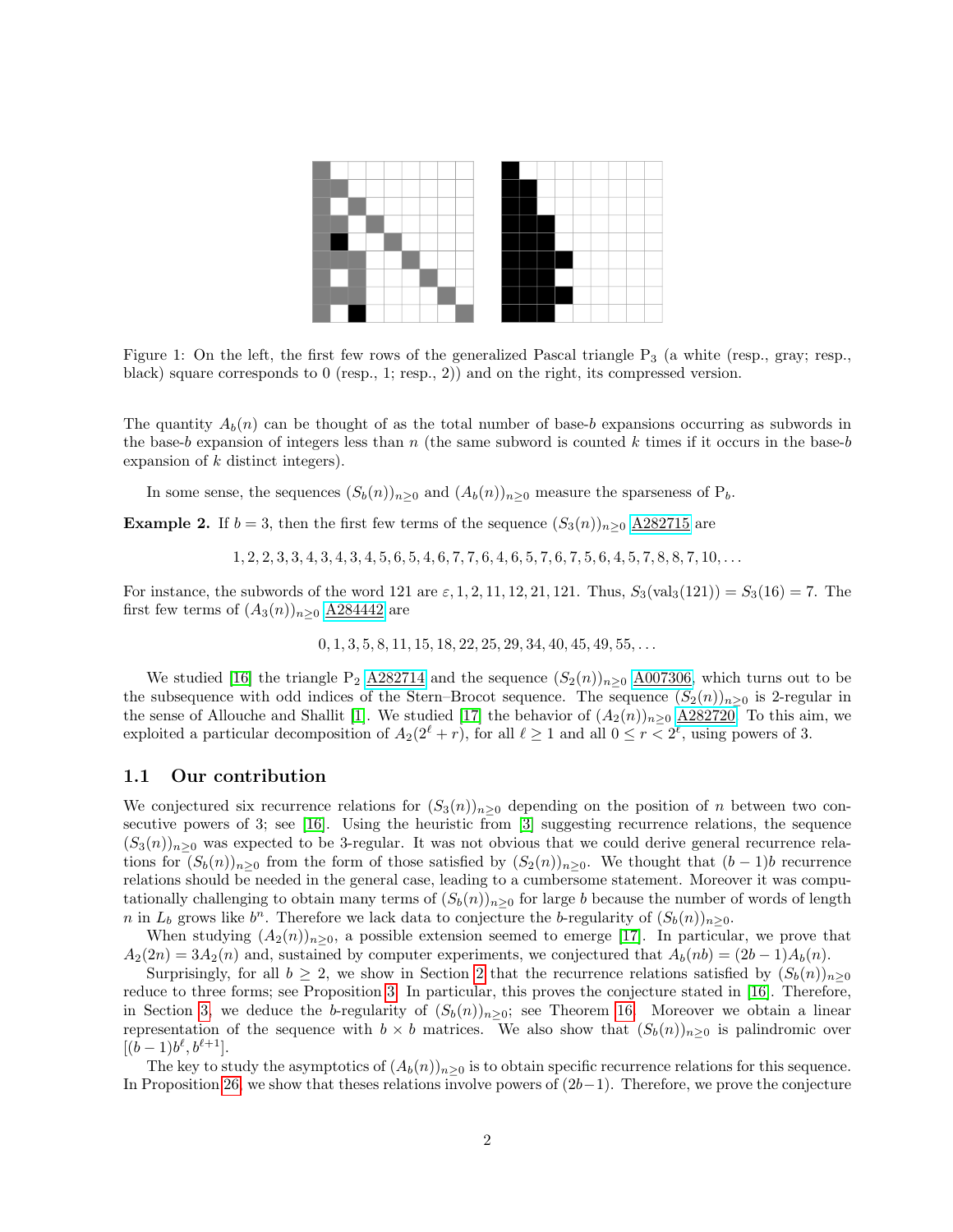Figure 1: On the left, the first few rows of the generalized Pascal triangle $\mathrm{P}_3$ (a white (resp., gray; resp., black) square corresponds to 0 (resp., 1; resp., 2)) and on the right, its compressed version.

The quantity $A_b(n)$ can be thought of as the total number of base-$b$ expansions occurring as subwords in the base-$b$ expansion of integers less than $n$ (the same subword is counted $k$ times if it occurs in the base-$b$ expansion of $k$ distinct integers).

In some sense, the sequences $(S_b(n))_{n\geq 0}$ and $(A_b(n))_{n\geq 0}$ measure the sparseness of $\mathrm{P}_b$.

**Example 2.** If $b = 3$, then the first few terms of the sequence $(S_3(n))_{n\geq 0}$ A282715 are

$$1, 2, 2, 3, 3, 4, 3, 4, 3, 4, 5, 6, 5, 4, 6, 7, 7, 6, 4, 6, 5, 7, 6, 7, 5, 6, 4, 5, 7, 8, 8, 7, 10, \ldots$$

For instance, the subwords of the word 121 are $\varepsilon, 1, 2, 11, 12, 21, 121$. Thus, $S_3(\mathrm{val}_3(121)) = S_3(16) = 7$. The first few terms of $(A_3(n))_{n\geq 0}$ A284442 are

$$0, 1, 3, 5, 8, 11, 15, 18, 22, 25, 29, 34, 40, 45, 49, 55, \ldots$$

We studied [16] the triangle $\mathrm{P}_2$ A282714 and the sequence $(S_2(n))_{n\geq 0}$ A007306, which turns out to be the subsequence with odd indices of the Stern–Brocot sequence. The sequence $(S_2(n))_{n\geq 0}$ is 2-regular in the sense of Allouche and Shallit [1]. We studied [17] the behavior of $(A_2(n))_{n\geq 0}$ A282720. To this aim, we exploited a particular decomposition of $A_2(2^\ell + r)$, for all $\ell \geq 1$ and all $0 \leq r < 2^\ell$, using powers of 3.

## 1.1 Our contribution

We conjectured six recurrence relations for $(S_3(n))_{n\geq 0}$ depending on the position of $n$ between two consecutive powers of 3; see [16]. Using the heuristic from [3] suggesting recurrence relations, the sequence $(S_3(n))_{n\geq 0}$ was expected to be 3-regular. It was not obvious that we could derive general recurrence relations for $(S_b(n))_{n\geq 0}$ from the form of those satisfied by $(S_2(n))_{n\geq 0}$. We thought that $(b-1)b$ recurrence relations should be needed in the general case, leading to a cumbersome statement. Moreover it was computationally challenging to obtain many terms of $(S_b(n))_{n\geq 0}$ for large $b$ because the number of words of length $n$ in $L_b$ grows like $b^n$. Therefore we lack data to conjecture the $b$-regularity of $(S_b(n))_{n\geq 0}$.

When studying $(A_2(n))_{n\geq 0}$, a possible extension seemed to emerge [17]. In particular, we prove that $A_2(2n) = 3A_2(n)$ and, sustained by computer experiments, we conjectured that $A_b(nb) = (2b-1)A_b(n)$.

Surprisingly, for all $b \geq 2$, we show in Section 2 that the recurrence relations satisfied by $(S_b(n))_{n\geq 0}$ reduce to three forms; see Proposition 3. In particular, this proves the conjecture stated in [16]. Therefore, in Section 3, we deduce the $b$-regularity of $(S_b(n))_{n\geq 0}$; see Theorem 16. Moreover we obtain a linear representation of the sequence with $b \times b$ matrices. We also show that $(S_b(n))_{n\geq 0}$ is palindromic over $[(b-1)b^\ell, b^{\ell+1}]$.

The key to study the asymptotics of $(A_b(n))_{n\geq 0}$ is to obtain specific recurrence relations for this sequence. In Proposition 26, we show that theses relations involve powers of $(2b-1)$. Therefore, we prove the conjecture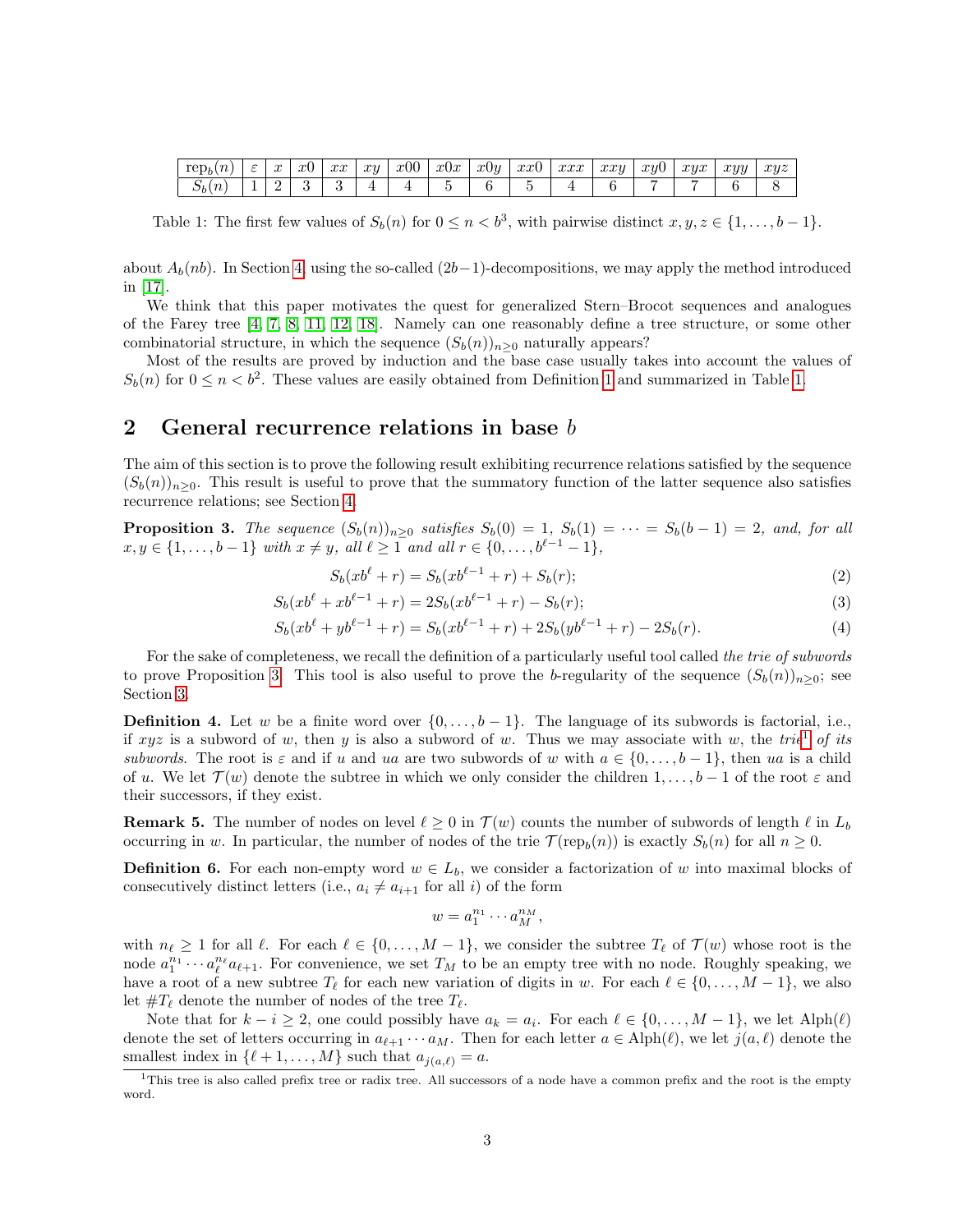| $\mathrm{rep}_b(n)$ | $\varepsilon$ | $x$ | $x0$ | $xx$ | $xy$ | $x00$ | $x0x$ | $x0y$ | $xx0$ | $xxx$ | $xxy$ | $xy0$ | $xyx$ | $xyy$ | $xyz$ |
|---|---|---|---|---|---|---|---|---|---|---|---|---|---|---|---|
| $S_b(n)$ | 1 | 2 | 3 | 3 | 4 | 4 | 5 | 6 | 5 | 4 | 6 | 7 | 7 | 6 | 8 |

Table 1: The first few values of $S_b(n)$ for $0 \le n < b^3$, with pairwise distinct $x, y, z \in \{1, \dots, b-1\}$.

about $A_b(nb)$. In Section 4, using the so-called $(2b-1)$-decompositions, we may apply the method introduced in [17].

We think that this paper motivates the quest for generalized Stern–Brocot sequences and analogues of the Farey tree [4, 7, 8, 11, 12, 18]. Namely can one reasonably define a tree structure, or some other combinatorial structure, in which the sequence $(S_b(n))_{n\ge0}$ naturally appears?

Most of the results are proved by induction and the base case usually takes into account the values of $S_b(n)$ for $0 \le n < b^2$. These values are easily obtained from Definition 1 and summarized in Table 1.

## 2 General recurrence relations in base $b$

The aim of this section is to prove the following result exhibiting recurrence relations satisfied by the sequence $(S_b(n))_{n\ge0}$. This result is useful to prove that the summatory function of the latter sequence also satisfies recurrence relations; see Section 4.

**Proposition 3.** *The sequence $(S_b(n))_{n\ge0}$ satisfies $S_b(0) = 1$, $S_b(1) = \cdots = S_b(b-1) = 2$, and, for all $x, y \in \{1, \dots, b-1\}$ with $x \ne y$, all $\ell \ge 1$ and all $r \in \{0, \dots, b^{\ell-1} - 1\}$,*

$$S_b(xb^\ell + r) = S_b(xb^{\ell-1} + r) + S_b(r); \tag{2}$$

$$S_b(xb^\ell + xb^{\ell-1} + r) = 2S_b(xb^{\ell-1} + r) - S_b(r); \tag{3}$$

$$S_b(xb^\ell + yb^{\ell-1} + r) = S_b(xb^{\ell-1} + r) + 2S_b(yb^{\ell-1} + r) - 2S_b(r). \tag{4}$$

For the sake of completeness, we recall the definition of a particularly useful tool called *the trie of subwords* to prove Proposition 3. This tool is also useful to prove the $b$-regularity of the sequence $(S_b(n))_{n\ge0}$; see Section 3.

**Definition 4.** Let $w$ be a finite word over $\{0, \dots, b-1\}$. The language of its subwords is factorial, i.e., if $xyz$ is a subword of $w$, then $y$ is also a subword of $w$. Thus we may associate with $w$, the *trie*[1] *of its subwords*. The root is $\varepsilon$ and if $u$ and $ua$ are two subwords of $w$ with $a \in \{0, \dots, b-1\}$, then $ua$ is a child of $u$. We let $\mathcal{T}(w)$ denote the subtree in which we only consider the children $1, \dots, b-1$ of the root $\varepsilon$ and their successors, if they exist.

**Remark 5.** The number of nodes on level $\ell \ge 0$ in $\mathcal{T}(w)$ counts the number of subwords of length $\ell$ in $L_b$ occurring in $w$. In particular, the number of nodes of the trie $\mathcal{T}(\mathrm{rep}_b(n))$ is exactly $S_b(n)$ for all $n \ge 0$.

**Definition 6.** For each non-empty word $w \in L_b$, we consider a factorization of $w$ into maximal blocks of consecutively distinct letters (i.e., $a_i \ne a_{i+1}$ for all $i$) of the form

$$w = a_1^{n_1} \cdots a_M^{n_M},$$

with $n_\ell \ge 1$ for all $\ell$. For each $\ell \in \{0, \dots, M-1\}$, we consider the subtree $T_\ell$ of $\mathcal{T}(w)$ whose root is the node $a_1^{n_1} \cdots a_\ell^{n_\ell} a_{\ell+1}$. For convenience, we set $T_M$ to be an empty tree with no node. Roughly speaking, we have a root of a new subtree $T_\ell$ for each new variation of digits in $w$. For each $\ell \in \{0, \dots, M-1\}$, we also let $\#T_\ell$ denote the number of nodes of the tree $T_\ell$.

Note that for $k - i \ge 2$, one could possibly have $a_k = a_i$. For each $\ell \in \{0, \dots, M-1\}$, we let $\mathrm{Alph}(\ell)$ denote the set of letters occurring in $a_{\ell+1} \cdots a_M$. Then for each letter $a \in \mathrm{Alph}(\ell)$, we let $j(a, \ell)$ denote the smallest index in $\{\ell+1, \dots, M\}$ such that $a_{j(a,\ell)} = a$.

[1] This tree is also called prefix tree or radix tree. All successors of a node have a common prefix and the root is the empty word.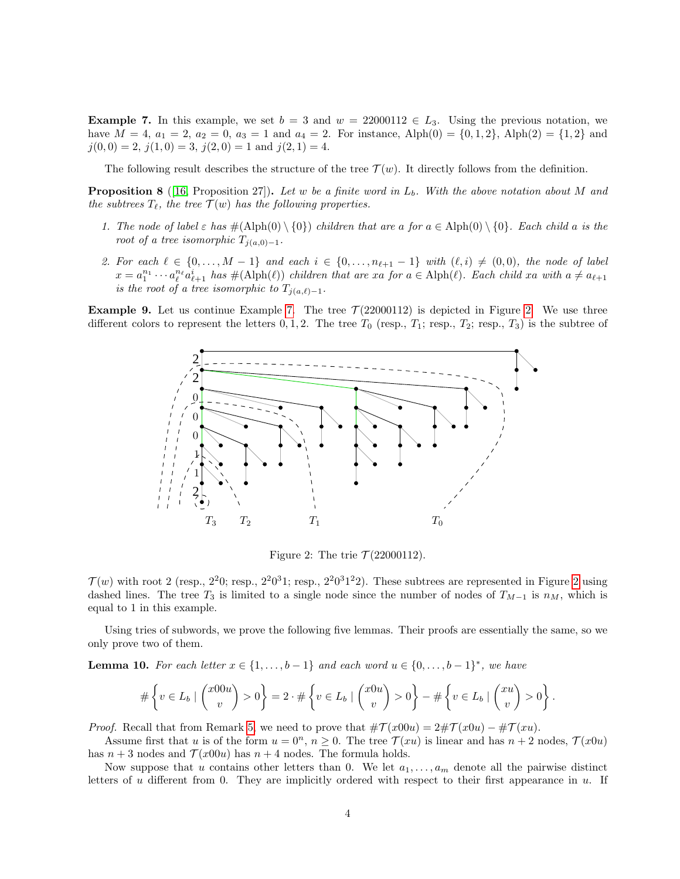**Example 7.** In this example, we set $b = 3$ and $w = 22000112 \in L_3$. Using the previous notation, we have $M = 4$, $a_1 = 2$, $a_2 = 0$, $a_3 = 1$ and $a_4 = 2$. For instance, $\mathrm{Alph}(0) = \{0, 1, 2\}$, $\mathrm{Alph}(2) = \{1, 2\}$ and $j(0, 0) = 2$, $j(1, 0) = 3$, $j(2, 0) = 1$ and $j(2, 1) = 4$.

The following result describes the structure of the tree $\mathcal{T}(w)$. It directly follows from the definition.

**Proposition 8** ([16, Proposition 27])**.** *Let $w$ be a finite word in $L_b$. With the above notation about $M$ and the subtrees $T_\ell$, the tree $\mathcal{T}(w)$ has the following properties.*

1. *The node of label $\varepsilon$ has $\#(\mathrm{Alph}(0) \setminus \{0\})$ children that are $a$ for $a \in \mathrm{Alph}(0) \setminus \{0\}$. Each child $a$ is the root of a tree isomorphic $T_{j(a,0)-1}$.*
2. *For each $\ell \in \{0, \ldots, M-1\}$ and each $i \in \{0, \ldots, n_{\ell+1} - 1\}$ with $(\ell, i) \neq (0, 0)$, the node of label $x = a_1^{n_1} \cdots a_\ell^{n_\ell} a_{\ell+1}^i$ has $\#(\mathrm{Alph}(\ell))$ children that are $xa$ for $a \in \mathrm{Alph}(\ell)$. Each child $xa$ with $a \neq a_{\ell+1}$ is the root of a tree isomorphic to $T_{j(a,\ell)-1}$.*

**Example 9.** Let us continue Example 7. The tree $\mathcal{T}(22000112)$ is depicted in Figure 2. We use three different colors to represent the letters $0, 1, 2$. The tree $T_0$ (resp., $T_1$; resp., $T_2$; resp., $T_3$) is the subtree of

Figure 2: The trie $\mathcal{T}(22000112)$.

$\mathcal{T}(w)$ with root $2$ (resp., $2^2 0$; resp., $2^2 0^3 1$; resp., $2^2 0^3 1^2 2$). These subtrees are represented in Figure 2 using dashed lines. The tree $T_3$ is limited to a single node since the number of nodes of $T_{M-1}$ is $n_M$, which is equal to 1 in this example.

Using tries of subwords, we prove the following five lemmas. Their proofs are essentially the same, so we only prove two of them.

**Lemma 10.** *For each letter $x \in \{1, \ldots, b-1\}$ and each word $u \in \{0, \ldots, b-1\}^*$, we have*

$$\#\left\{v \in L_b \mid \binom{x00u}{v} > 0\right\} = 2 \cdot \#\left\{v \in L_b \mid \binom{x0u}{v} > 0\right\} - \#\left\{v \in L_b \mid \binom{xu}{v} > 0\right\}.$$

*Proof.* Recall that from Remark 5, we need to prove that $\#\mathcal{T}(x00u) = 2\#\mathcal{T}(x0u) - \#\mathcal{T}(xu)$.

Assume first that $u$ is of the form $u = 0^n$, $n \geq 0$. The tree $\mathcal{T}(xu)$ is linear and has $n + 2$ nodes, $\mathcal{T}(x0u)$ has $n + 3$ nodes and $\mathcal{T}(x00u)$ has $n + 4$ nodes. The formula holds.

Now suppose that $u$ contains other letters than 0. We let $a_1, \ldots, a_m$ denote all the pairwise distinct letters of $u$ different from 0. They are implicitly ordered with respect to their first appearance in $u$. If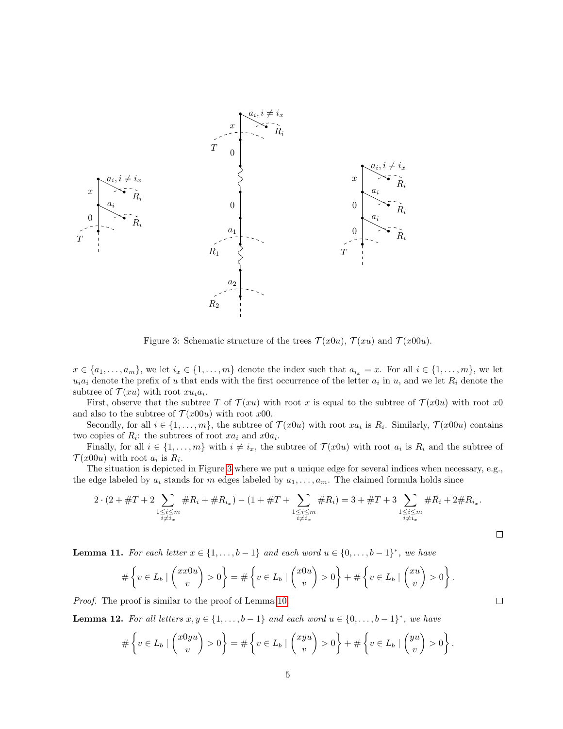Figure 3: Schematic structure of the trees $\mathcal{T}(x0u)$, $\mathcal{T}(xu)$ and $\mathcal{T}(x00u)$.

$x \in \{a_1, \ldots, a_m\}$, we let $i_x \in \{1, \ldots, m\}$ denote the index such that $a_{i_x} = x$. For all $i \in \{1, \ldots, m\}$, we let $u_i a_i$ denote the prefix of $u$ that ends with the first occurrence of the letter $a_i$ in $u$, and we let $R_i$ denote the subtree of $\mathcal{T}(xu)$ with root $xu_ia_i$.

First, observe that the subtree $T$ of $\mathcal{T}(xu)$ with root $x$ is equal to the subtree of $\mathcal{T}(x0u)$ with root $x0$ and also to the subtree of $\mathcal{T}(x00u)$ with root $x00$.

Secondly, for all $i \in \{1, \ldots, m\}$, the subtree of $\mathcal{T}(x0u)$ with root $xa_i$ is $R_i$. Similarly, $\mathcal{T}(x00u)$ contains two copies of $R_i$: the subtrees of root $xa_i$ and $x0a_i$.

Finally, for all $i \in \{1, \ldots, m\}$ with $i \neq i_x$, the subtree of $\mathcal{T}(x0u)$ with root $a_i$ is $R_i$ and the subtree of $\mathcal{T}(x00u)$ with root $a_i$ is $R_i$.

The situation is depicted in Figure 3 where we put a unique edge for several indices when necessary, e.g., the edge labeled by $a_i$ stands for $m$ edges labeled by $a_1, \ldots, a_m$. The claimed formula holds since

$$2 \cdot \Big(2 + \#T + 2 \sum_{\substack{1 \leq i \leq m \\ i \neq i_x}} \#R_i + \#R_{i_x}\Big) - \Big(1 + \#T + \sum_{\substack{1 \leq i \leq m \\ i \neq i_x}} \#R_i\Big) = 3 + \#T + 3 \sum_{\substack{1 \leq i \leq m \\ i \neq i_x}} \#R_i + 2\#R_{i_x}.$$

□

**Lemma 11.** *For each letter $x \in \{1, \ldots, b-1\}$ and each word $u \in \{0, \ldots, b-1\}^*$, we have*

$$\#\left\{ v \in L_b \mid \binom{xx0u}{v} > 0 \right\} = \#\left\{ v \in L_b \mid \binom{x0u}{v} > 0 \right\} + \#\left\{ v \in L_b \mid \binom{xu}{v} > 0 \right\}.$$

*Proof.* The proof is similar to the proof of Lemma 10. □

**Lemma 12.** *For all letters $x, y \in \{1, \ldots, b-1\}$ and each word $u \in \{0, \ldots, b-1\}^*$, we have*

$$\#\left\{ v \in L_b \mid \binom{x0yu}{v} > 0 \right\} = \#\left\{ v \in L_b \mid \binom{xyu}{v} > 0 \right\} + \#\left\{ v \in L_b \mid \binom{yu}{v} > 0 \right\}.$$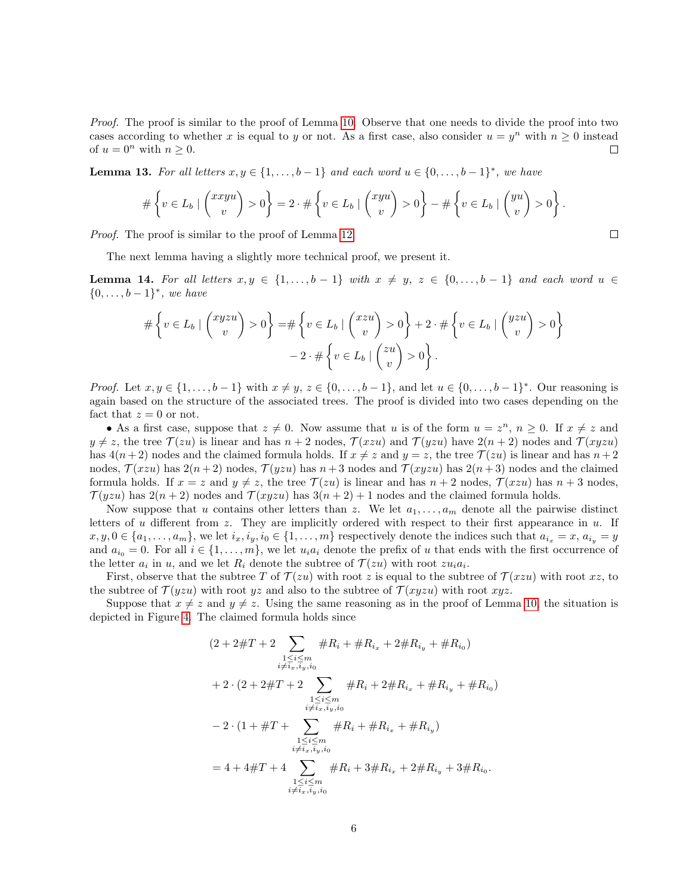*Proof.* The proof is similar to the proof of Lemma 10. Observe that one needs to divide the proof into two cases according to whether $x$ is equal to $y$ or not. As a first case, also consider $u = y^n$ with $n \geq 0$ instead of $u = 0^n$ with $n \geq 0$. ◻

**Lemma 13.** *For all letters $x, y \in \{1, \dots, b-1\}$ and each word $u \in \{0, \dots, b-1\}^*$, we have*

$$\#\left\{v \in L_b \mid \binom{xxyu}{v} > 0\right\} = 2 \cdot \#\left\{v \in L_b \mid \binom{xyu}{v} > 0\right\} - \#\left\{v \in L_b \mid \binom{yu}{v} > 0\right\}.$$

*Proof.* The proof is similar to the proof of Lemma 12. ◻

The next lemma having a slightly more technical proof, we present it.

**Lemma 14.** *For all letters $x, y \in \{1, \dots, b-1\}$ with $x \neq y$, $z \in \{0, \dots, b-1\}$ and each word $u \in \{0, \dots, b-1\}^*$, we have*

$$\begin{aligned}\#\left\{v \in L_b \mid \binom{xyzu}{v} > 0\right\} =& \#\left\{v \in L_b \mid \binom{xzu}{v} > 0\right\} + 2 \cdot \#\left\{v \in L_b \mid \binom{yzu}{v} > 0\right\} \\ &- 2 \cdot \#\left\{v \in L_b \mid \binom{zu}{v} > 0\right\}.\end{aligned}$$

*Proof.* Let $x, y \in \{1, \dots, b-1\}$ with $x \neq y$, $z \in \{0, \dots, b-1\}$, and let $u \in \{0, \dots, b-1\}^*$. Our reasoning is again based on the structure of the associated trees. The proof is divided into two cases depending on the fact that $z = 0$ or not.

• As a first case, suppose that $z \neq 0$. Now assume that $u$ is of the form $u = z^n$, $n \geq 0$. If $x \neq z$ and $y \neq z$, the tree $\mathcal{T}(zu)$ is linear and has $n+2$ nodes, $\mathcal{T}(xzu)$ and $\mathcal{T}(yzu)$ have $2(n+2)$ nodes and $\mathcal{T}(xyzu)$ has $4(n+2)$ nodes and the claimed formula holds. If $x \neq z$ and $y = z$, the tree $\mathcal{T}(zu)$ is linear and has $n+2$ nodes, $\mathcal{T}(xzu)$ has $2(n+2)$ nodes, $\mathcal{T}(yzu)$ has $n+3$ nodes and $\mathcal{T}(xyzu)$ has $2(n+3)$ nodes and the claimed formula holds. If $x = z$ and $y \neq z$, the tree $\mathcal{T}(zu)$ is linear and has $n+2$ nodes, $\mathcal{T}(xzu)$ has $n+3$ nodes, $\mathcal{T}(yzu)$ has $2(n+2)$ nodes and $\mathcal{T}(xyzu)$ has $3(n+2)+1$ nodes and the claimed formula holds.

Now suppose that $u$ contains other letters than $z$. We let $a_1, \dots, a_m$ denote all the pairwise distinct letters of $u$ different from $z$. They are implicitly ordered with respect to their first appearance in $u$. If $x, y, 0 \in \{a_1, \dots, a_m\}$, we let $i_x, i_y, i_0 \in \{1, \dots, m\}$ respectively denote the indices such that $a_{i_x} = x$, $a_{i_y} = y$ and $a_{i_0} = 0$. For all $i \in \{1, \dots, m\}$, we let $u_i a_i$ denote the prefix of $u$ that ends with the first occurrence of the letter $a_i$ in $u$, and we let $R_i$ denote the subtree of $\mathcal{T}(zu)$ with root $zu_ia_i$.

First, observe that the subtree $T$ of $\mathcal{T}(zu)$ with root $z$ is equal to the subtree of $\mathcal{T}(xzu)$ with root $xz$, to the subtree of $\mathcal{T}(yzu)$ with root $yz$ and also to the subtree of $\mathcal{T}(xyzu)$ with root $xyz$.

Suppose that $x \neq z$ and $y \neq z$. Using the same reasoning as in the proof of Lemma 10, the situation is depicted in Figure 4. The claimed formula holds since

$$\begin{aligned}&(2 + 2\#T + 2 \sum_{\substack{1 \leq i \leq m \\ i \neq i_x, i_y, i_0}} \#R_i + \#R_{i_x} + 2\#R_{i_y} + \#R_{i_0}) \\ &+ 2 \cdot (2 + 2\#T + 2 \sum_{\substack{1 \leq i \leq m \\ i \neq i_x, i_y, i_0}} \#R_i + 2\#R_{i_x} + \#R_{i_y} + \#R_{i_0}) \\ &- 2 \cdot (1 + \#T + \sum_{\substack{1 \leq i \leq m \\ i \neq i_x, i_y, i_0}} \#R_i + \#R_{i_x} + \#R_{i_y}) \\ &= 4 + 4\#T + 4 \sum_{\substack{1 \leq i \leq m \\ i \neq i_x, i_y, i_0}} \#R_i + 3\#R_{i_x} + 2\#R_{i_y} + 3\#R_{i_0}.\end{aligned}$$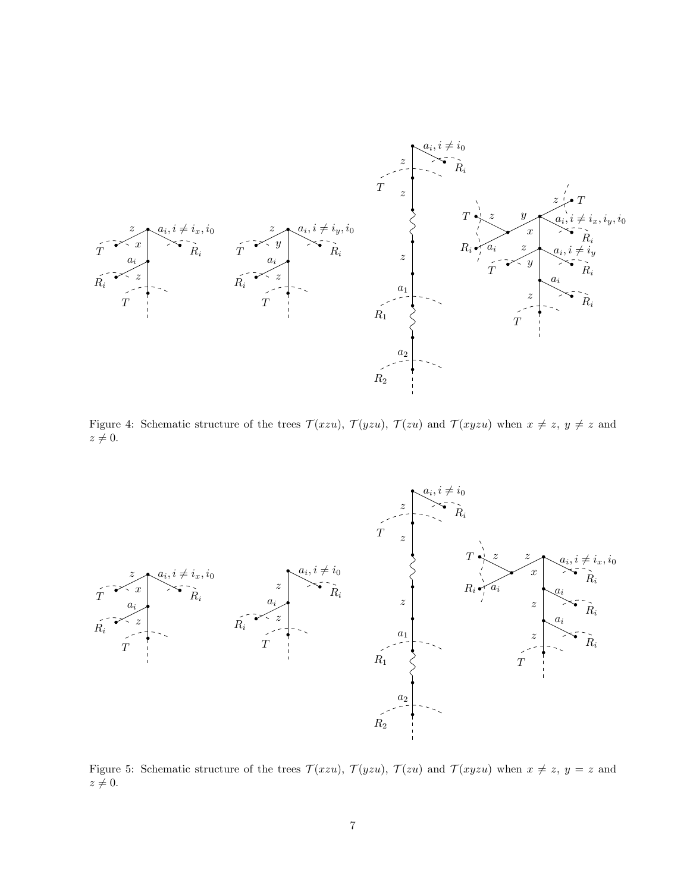Figure 4: Schematic structure of the trees $\mathcal{T}(xzu)$, $\mathcal{T}(yzu)$, $\mathcal{T}(zu)$ and $\mathcal{T}(xyzu)$ when $x \neq z$, $y \neq z$ and $z \neq 0$.

Figure 5: Schematic structure of the trees $\mathcal{T}(xzu)$, $\mathcal{T}(yzu)$, $\mathcal{T}(zu)$ and $\mathcal{T}(xyzu)$ when $x \neq z$, $y = z$ and $z \neq 0$.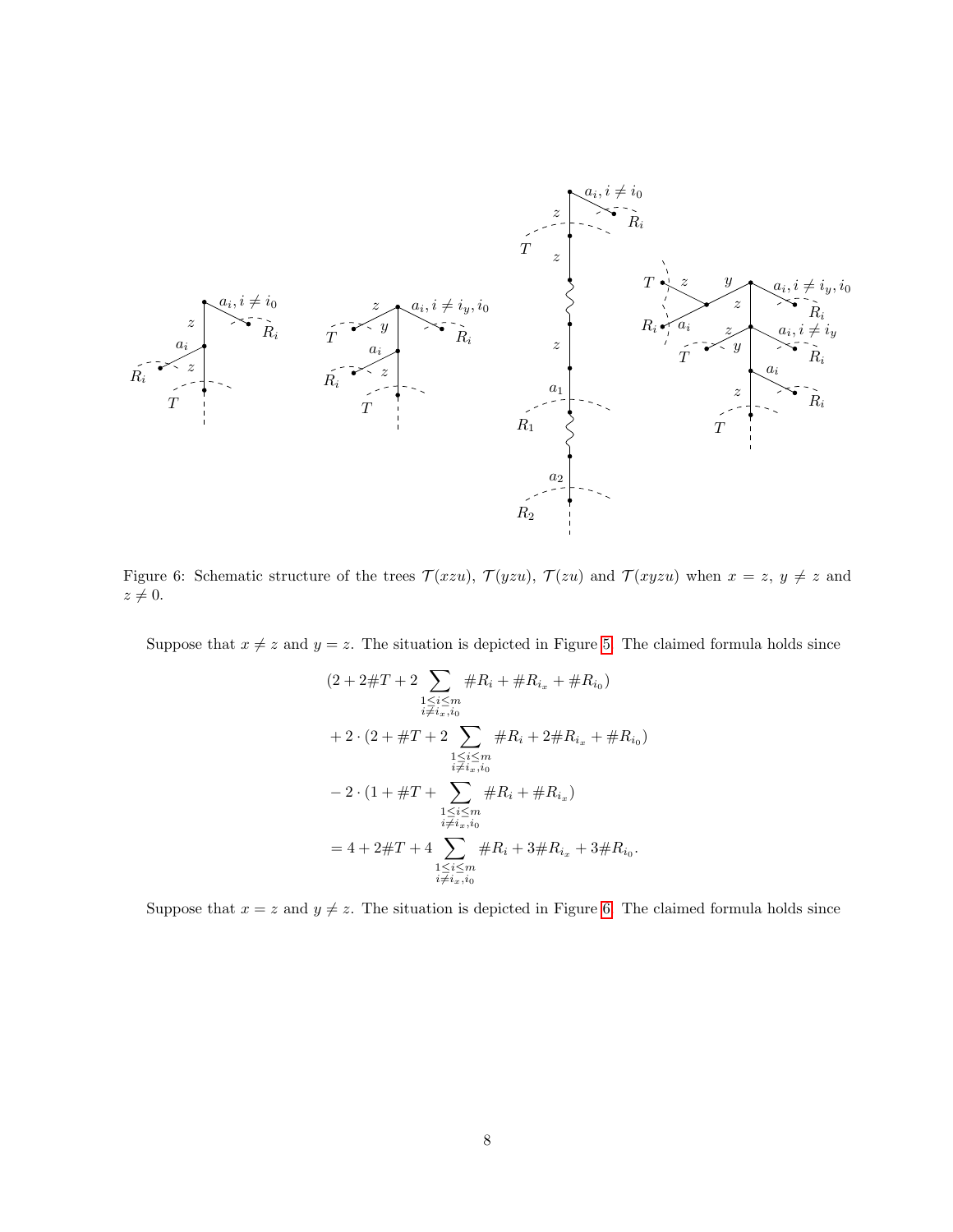Figure 6: Schematic structure of the trees $\mathcal{T}(xzu)$, $\mathcal{T}(yzu)$, $\mathcal{T}(zu)$ and $\mathcal{T}(xyzu)$ when $x = z$, $y \neq z$ and $z \neq 0$.

Suppose that $x \neq z$ and $y = z$. The situation is depicted in Figure 5. The claimed formula holds since

$$
\begin{aligned}
&(2 + 2\#T + 2 \sum_{\substack{1 \leq i \leq m \\ i \neq i_x, i_0}} \#R_i + \#R_{i_x} + \#R_{i_0}) \\
&+ 2 \cdot (2 + \#T + 2 \sum_{\substack{1 \leq i \leq m \\ i \neq i_x, i_0}} \#R_i + 2\#R_{i_x} + \#R_{i_0}) \\
&- 2 \cdot (1 + \#T + \sum_{\substack{1 \leq i \leq m \\ i \neq i_x, i_0}} \#R_i + \#R_{i_x}) \\
&= 4 + 2\#T + 4 \sum_{\substack{1 \leq i \leq m \\ i \neq i_x, i_0}} \#R_i + 3\#R_{i_x} + 3\#R_{i_0}.
\end{aligned}
$$

Suppose that $x = z$ and $y \neq z$. The situation is depicted in Figure 6. The claimed formula holds since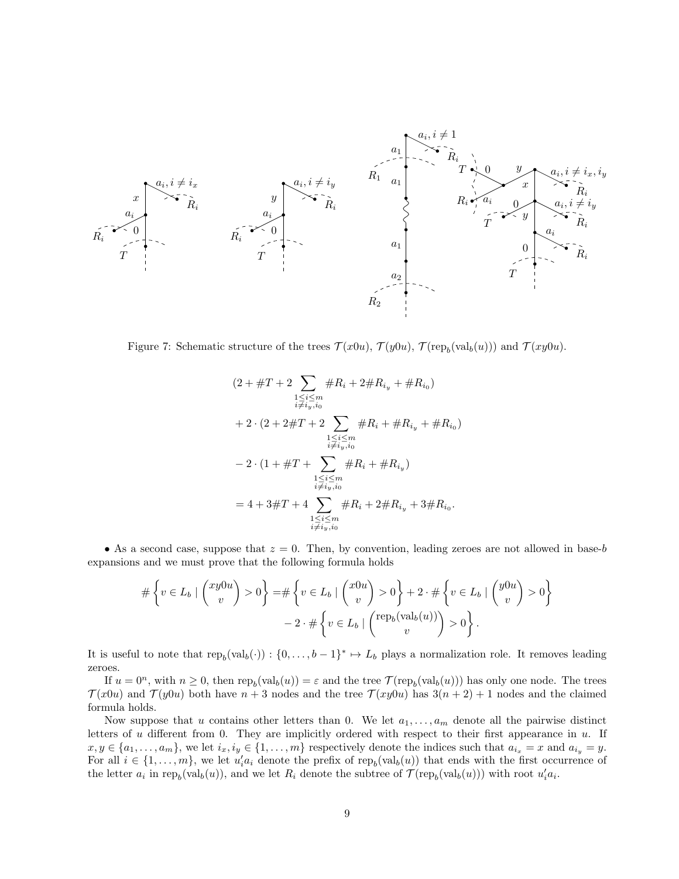Figure 7: Schematic structure of the trees $\mathcal{T}(x0u)$, $\mathcal{T}(y0u)$, $\mathcal{T}(\text{rep}_b(\text{val}_b(u)))$ and $\mathcal{T}(xy0u)$.

$$
\begin{aligned}
&(2 + \#T + 2\sum_{\substack{1\le i\le m\\ i\neq i_y,i_0}} \#R_i + 2\#R_{i_y} + \#R_{i_0})\\
&+ 2\cdot(2 + 2\#T + 2\sum_{\substack{1\le i\le m\\ i\neq i_y,i_0}} \#R_i + \#R_{i_y} + \#R_{i_0})\\
&- 2\cdot(1 + \#T + \sum_{\substack{1\le i\le m\\ i\neq i_y,i_0}} \#R_i + \#R_{i_y})\\
&= 4 + 3\#T + 4\sum_{\substack{1\le i\le m\\ i\neq i_y,i_0}} \#R_i + 2\#R_{i_y} + 3\#R_{i_0}.
\end{aligned}
$$

- As a second case, suppose that $z = 0$. Then, by convention, leading zeroes are not allowed in base-$b$ expansions and we must prove that the following formula holds

$$
\begin{aligned}
\#\left\{v\in L_b \mid \binom{xy0u}{v} > 0\right\} =& \#\left\{v\in L_b \mid \binom{x0u}{v} > 0\right\} + 2\cdot\#\left\{v\in L_b \mid \binom{y0u}{v} > 0\right\}\\
&- 2\cdot\#\left\{v\in L_b \mid \binom{\text{rep}_b(\text{val}_b(u))}{v} > 0\right\}.
\end{aligned}
$$

It is useful to note that $\text{rep}_b(\text{val}_b(\cdot)) : \{0,\dots,b-1\}^* \mapsto L_b$ plays a normalization role. It removes leading zeroes.

If $u = 0^n$, with $n \geq 0$, then $\text{rep}_b(\text{val}_b(u)) = \varepsilon$ and the tree $\mathcal{T}(\text{rep}_b(\text{val}_b(u)))$ has only one node. The trees $\mathcal{T}(x0u)$ and $\mathcal{T}(y0u)$ both have $n+3$ nodes and the tree $\mathcal{T}(xy0u)$ has $3(n+2)+1$ nodes and the claimed formula holds.

Now suppose that $u$ contains other letters than 0. We let $a_1,\dots,a_m$ denote all the pairwise distinct letters of $u$ different from 0. They are implicitly ordered with respect to their first appearance in $u$. If $x, y \in \{a_1,\dots,a_m\}$, we let $i_x, i_y \in \{1,\dots,m\}$ respectively denote the indices such that $a_{i_x} = x$ and $a_{i_y} = y$. For all $i \in \{1,\dots,m\}$, we let $u_i'a_i$ denote the prefix of $\text{rep}_b(\text{val}_b(u))$ that ends with the first occurrence of the letter $a_i$ in $\text{rep}_b(\text{val}_b(u))$, and we let $R_i$ denote the subtree of $\mathcal{T}(\text{rep}_b(\text{val}_b(u)))$ with root $u_i'a_i$.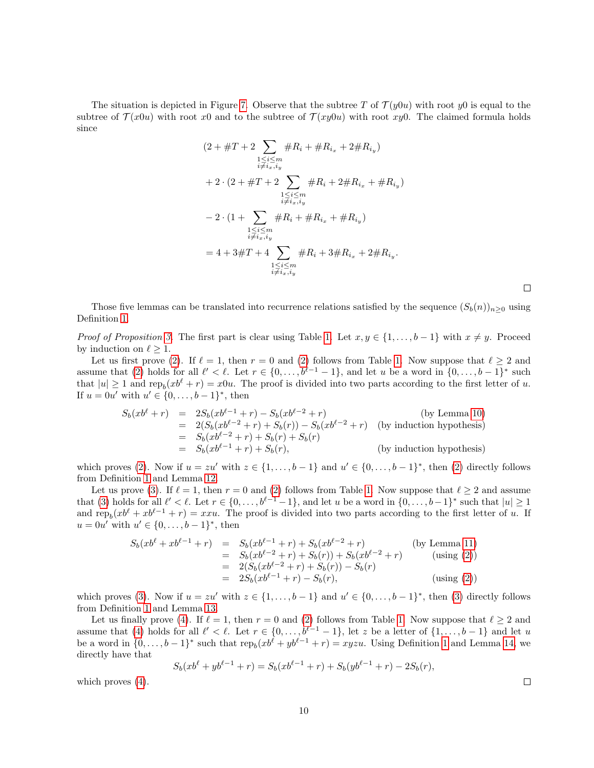The situation is depicted in Figure 7. Observe that the subtree $T$ of $\mathcal{T}(y0u)$ with root $y0$ is equal to the subtree of $\mathcal{T}(x0u)$ with root $x0$ and to the subtree of $\mathcal{T}(xy0u)$ with root $xy0$. The claimed formula holds since

$$
\begin{aligned}
&(2 + \#T + 2 \sum_{\substack{1 \le i \le m \\ i \ne i_x, i_y}} \#R_i + \#R_{i_x} + 2\#R_{i_y}) \\
&+ 2 \cdot (2 + \#T + 2 \sum_{\substack{1 \le i \le m \\ i \ne i_x, i_y}} \#R_i + 2\#R_{i_x} + \#R_{i_y}) \\
&- 2 \cdot (1 + \sum_{\substack{1 \le i \le m \\ i \ne i_x, i_y}} \#R_i + \#R_{i_x} + \#R_{i_y}) \\
&= 4 + 3\#T + 4 \sum_{\substack{1 \le i \le m \\ i \ne i_x, i_y}} \#R_i + 3\#R_{i_x} + 2\#R_{i_y}.
\end{aligned}
$$

□

Those five lemmas can be translated into recurrence relations satisfied by the sequence $(S_b(n))_{n \ge 0}$ using Definition 1.

*Proof of Proposition 3.* The first part is clear using Table 1. Let $x, y \in \{1, \ldots, b-1\}$ with $x \ne y$. Proceed by induction on $\ell \ge 1$.

Let us first prove (2). If $\ell = 1$, then $r = 0$ and (2) follows from Table 1. Now suppose that $\ell \ge 2$ and assume that (2) holds for all $\ell' < \ell$. Let $r \in \{0, \ldots, b^{\ell-1} - 1\}$, and let $u$ be a word in $\{0, \ldots, b-1\}^*$ such that $|u| \ge 1$ and $\text{rep}_b(xb^\ell + r) = x0u$. The proof is divided into two parts according to the first letter of $u$. If $u = 0u'$ with $u' \in \{0, \ldots, b-1\}^*$, then

$$
\begin{aligned}
S_b(xb^\ell + r) &= 2S_b(xb^{\ell-1} + r) - S_b(xb^{\ell-2} + r) && \text{(by Lemma 10)} \\
&= 2(S_b(xb^{\ell-2} + r) + S_b(r)) - S_b(xb^{\ell-2} + r) && \text{(by induction hypothesis)} \\
&= S_b(xb^{\ell-2} + r) + S_b(r) + S_b(r) \\
&= S_b(xb^{\ell-1} + r) + S_b(r), && \text{(by induction hypothesis)}
\end{aligned}
$$

which proves (2). Now if $u = zu'$ with $z \in \{1, \ldots, b-1\}$ and $u' \in \{0, \ldots, b-1\}^*$, then (2) directly follows from Definition 1 and Lemma 12.

Let us prove (3). If $\ell = 1$, then $r = 0$ and (2) follows from Table 1. Now suppose that $\ell \ge 2$ and assume that (3) holds for all $\ell' < \ell$. Let $r \in \{0, \ldots, b^{\ell-1} - 1\}$, and let $u$ be a word in $\{0, \ldots, b-1\}^*$ such that $|u| \ge 1$ and $\text{rep}_b(xb^\ell + xb^{\ell-1} + r) = xxu$. The proof is divided into two parts according to the first letter of $u$. If $u = 0u'$ with $u' \in \{0, \ldots, b-1\}^*$, then

$$
\begin{aligned}
S_b(xb^\ell + xb^{\ell-1} + r) &= S_b(xb^{\ell-1} + r) + S_b(xb^{\ell-2} + r) && \text{(by Lemma 11)} \\
&= S_b(xb^{\ell-2} + r) + S_b(r)) + S_b(xb^{\ell-2} + r) && \text{(using (2))} \\
&= 2(S_b(xb^{\ell-2} + r) + S_b(r)) - S_b(r) \\
&= 2S_b(xb^{\ell-1} + r) - S_b(r), && \text{(using (2))}
\end{aligned}
$$

which proves (3). Now if $u = zu'$ with $z \in \{1, \ldots, b-1\}$ and $u' \in \{0, \ldots, b-1\}^*$, then (3) directly follows from Definition 1 and Lemma 13.

Let us finally prove (4). If $\ell = 1$, then $r = 0$ and (2) follows from Table 1. Now suppose that $\ell \ge 2$ and assume that (4) holds for all $\ell' < \ell$. Let $r \in \{0, \ldots, b^{\ell-1} - 1\}$, let $z$ be a letter of $\{1, \ldots, b-1\}$ and let $u$ be a word in $\{0, \ldots, b-1\}^*$ such that $\text{rep}_b(xb^\ell + yb^{\ell-1} + r) = xyzu$. Using Definition 1 and Lemma 14, we directly have that

$$
S_b(xb^\ell + yb^{\ell-1} + r) = S_b(xb^{\ell-1} + r) + S_b(yb^{\ell-1} + r) - 2S_b(r),
$$

which proves (4). □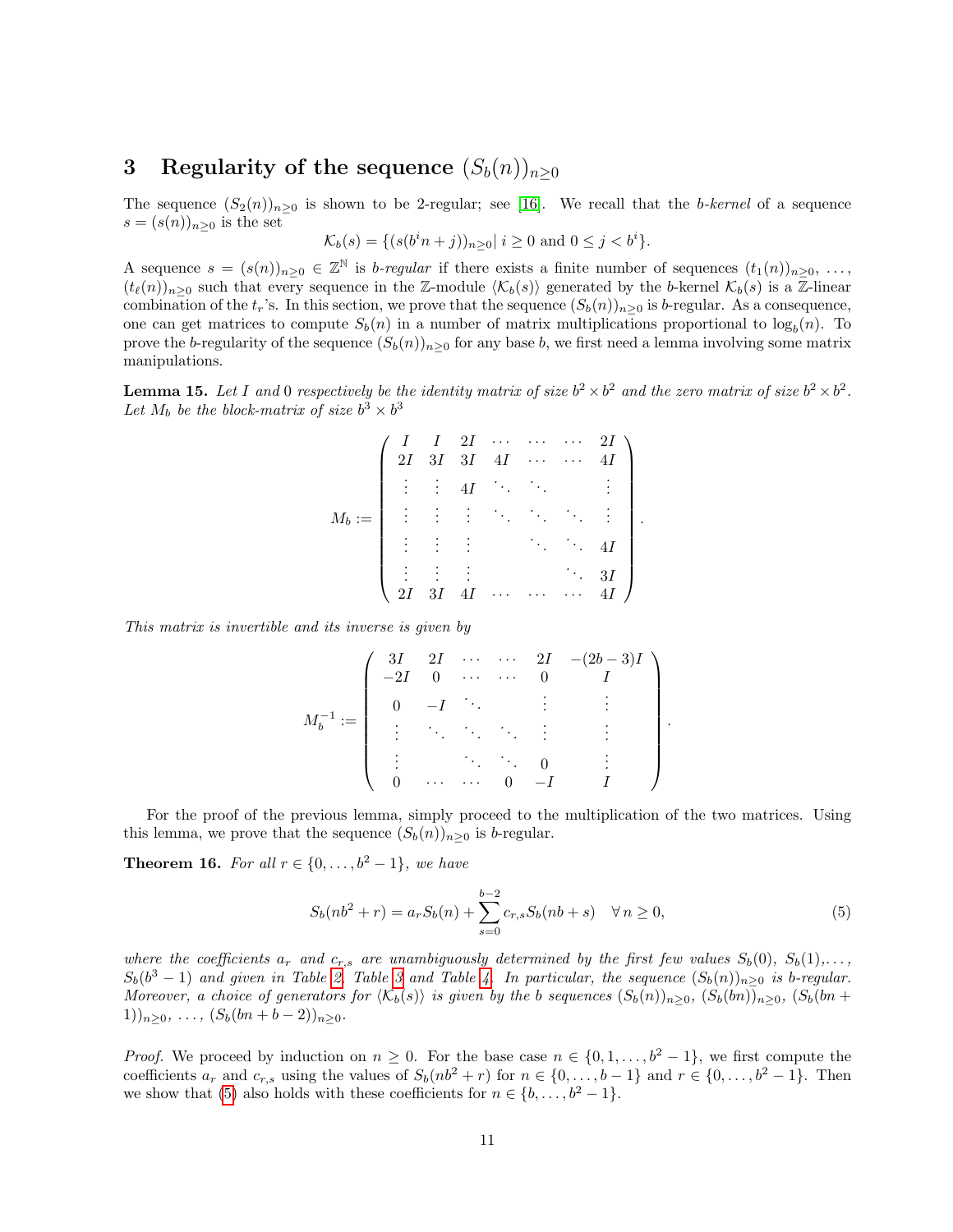## 3 Regularity of the sequence $(S_b(n))_{n\geq 0}$

The sequence $(S_2(n))_{n\geq 0}$ is shown to be 2-regular; see [16]. We recall that the *b-kernel* of a sequence $s = (s(n))_{n\geq 0}$ is the set

$$\mathcal{K}_b(s) = \{(s(b^i n + j))_{n\geq 0} | \; i \geq 0 \text{ and } 0 \leq j < b^i\}.$$

A sequence $s = (s(n))_{n\geq 0} \in \mathbb{Z}^{\mathbb{N}}$ is *b-regular* if there exists a finite number of sequences $(t_1(n))_{n\geq 0}, \ldots, (t_\ell(n))_{n\geq 0}$ such that every sequence in the $\mathbb{Z}$-module $\langle \mathcal{K}_b(s)\rangle$ generated by the $b$-kernel $\mathcal{K}_b(s)$ is a $\mathbb{Z}$-linear combination of the $t_r$'s. In this section, we prove that the sequence $(S_b(n))_{n\geq 0}$ is $b$-regular. As a consequence, one can get matrices to compute $S_b(n)$ in a number of matrix multiplications proportional to $\log_b(n)$. To prove the $b$-regularity of the sequence $(S_b(n))_{n\geq 0}$ for any base $b$, we first need a lemma involving some matrix manipulations.

**Lemma 15.** *Let $I$ and $0$ respectively be the identity matrix of size $b^2 \times b^2$ and the zero matrix of size $b^2 \times b^2$. Let $M_b$ be the block-matrix of size $b^3 \times b^3$*

$$M_b := \begin{pmatrix} I & I & 2I & \cdots & \cdots & \cdots & 2I \\ 2I & 3I & 3I & 4I & \cdots & \cdots & 4I \\ \vdots & \vdots & 4I & \ddots & \ddots & & \vdots \\ \vdots & \vdots & \vdots & \ddots & \ddots & \ddots & \vdots \\ \vdots & \vdots & \vdots & & \ddots & \ddots & 4I \\ \vdots & \vdots & \vdots & & & \ddots & 3I \\ 2I & 3I & 4I & \cdots & \cdots & \cdots & 4I \end{pmatrix}.$$

*This matrix is invertible and its inverse is given by*

$$M_b^{-1} := \begin{pmatrix} 3I & 2I & \cdots & \cdots & 2I & -(2b-3)I \\ -2I & 0 & \cdots & \cdots & 0 & I \\ 0 & -I & \ddots & & \vdots & \vdots \\ \vdots & \ddots & \ddots & \ddots & \vdots & \vdots \\ \vdots & & \ddots & \ddots & 0 & \vdots \\ 0 & \cdots & \cdots & 0 & -I & I \end{pmatrix}.$$

For the proof of the previous lemma, simply proceed to the multiplication of the two matrices. Using this lemma, we prove that the sequence $(S_b(n))_{n\geq 0}$ is $b$-regular.

**Theorem 16.** *For all $r \in \{0, \ldots, b^2 - 1\}$, we have*

$$S_b(nb^2 + r) = a_r S_b(n) + \sum_{s=0}^{b-2} c_{r,s} S_b(nb + s) \quad \forall\, n \geq 0, \tag{5}$$

*where the coefficients $a_r$ and $c_{r,s}$ are unambiguously determined by the first few values $S_b(0)$, $S_b(1)$,..., $S_b(b^3-1)$ and given in Table 2, Table 3 and Table 4. In particular, the sequence $(S_b(n))_{n\geq 0}$ is $b$-regular. Moreover, a choice of generators for $\langle \mathcal{K}_b(s)\rangle$ is given by the $b$ sequences $(S_b(n))_{n\geq 0}$, $(S_b(bn))_{n\geq 0}$, $(S_b(bn + 1))_{n\geq 0}$, $\ldots$, $(S_b(bn + b - 2))_{n\geq 0}$.*

*Proof.* We proceed by induction on $n \geq 0$. For the base case $n \in \{0, 1, \ldots, b^2 - 1\}$, we first compute the coefficients $a_r$ and $c_{r,s}$ using the values of $S_b(nb^2 + r)$ for $n \in \{0, \ldots, b - 1\}$ and $r \in \{0, \ldots, b^2 - 1\}$. Then we show that (5) also holds with these coefficients for $n \in \{b, \ldots, b^2 - 1\}$.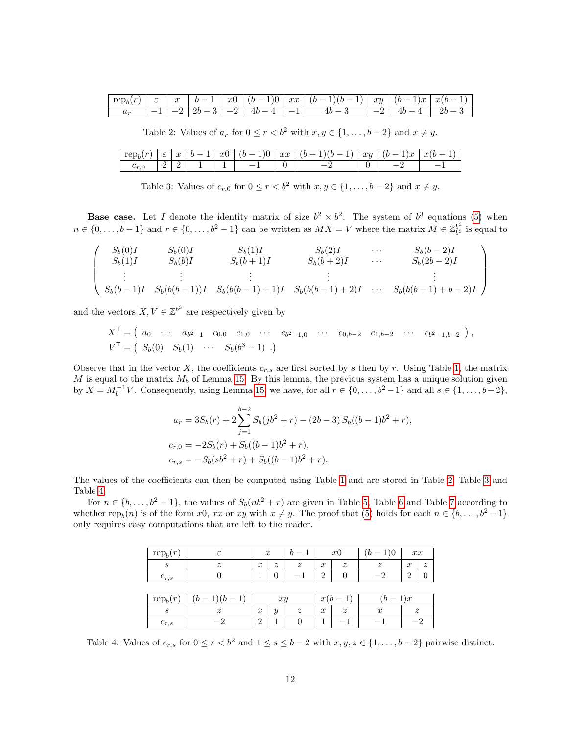| $\text{rep}_b(r)$ | $\varepsilon$ | $x$ | $b-1$ | $x0$ | $(b-1)0$ | $xx$ | $(b-1)(b-1)$ | $xy$ | $(b-1)x$ | $x(b-1)$ |
|---|---|---|---|---|---|---|---|---|---|---|
| $a_r$ | $-1$ | $-2$ | $2b-3$ | $-2$ | $4b-4$ | $-1$ | $4b-3$ | $-2$ | $4b-4$ | $2b-3$ |

Table 2: Values of $a_r$ for $0 \le r < b^2$ with $x, y \in \{1, \dots, b-2\}$ and $x \neq y$.

| $\text{rep}_b(r)$ | $\varepsilon$ | $x$ | $b-1$ | $x0$ | $(b-1)0$ | $xx$ | $(b-1)(b-1)$ | $xy$ | $(b-1)x$ | $x(b-1)$ |
|---|---|---|---|---|---|---|---|---|---|---|
| $c_{r,0}$ | $2$ | $2$ | $1$ | $1$ | $-1$ | $0$ | $-2$ | $0$ | $-2$ | $-1$ |

Table 3: Values of $c_{r,0}$ for $0 \le r < b^2$ with $x, y \in \{1, \dots, b-2\}$ and $x \neq y$.

**Base case.** Let $I$ denote the identity matrix of size $b^2 \times b^2$. The system of $b^3$ equations (5) when $n \in \{0, \dots, b-1\}$ and $r \in \{0, \dots, b^2-1\}$ can be written as $MX = V$ where the matrix $M \in \mathbb{Z}_{b^3}^{b^3}$ is equal to

$$\begin{pmatrix} S_b(0)I & S_b(0)I & S_b(1)I & S_b(2)I & \cdots & S_b(b-2)I \\ S_b(1)I & S_b(b)I & S_b(b+1)I & S_b(b+2)I & \cdots & S_b(2b-2)I \\ \vdots & \vdots & \vdots & \vdots & & \vdots \\ S_b(b-1)I & S_b(b(b-1))I & S_b(b(b-1)+1)I & S_b(b(b-1)+2)I & \cdots & S_b(b(b-1)+b-2)I \end{pmatrix}$$

and the vectors $X, V \in \mathbb{Z}^{b^3}$ are respectively given by

$$X^{\mathsf{T}} = \begin{pmatrix} a_0 & \cdots & a_{b^2-1} & c_{0,0} & c_{1,0} & \cdots & c_{b^2-1,0} & \cdots & c_{0,b-2} & c_{1,b-2} & \cdots & c_{b^2-1,b-2} \end{pmatrix},$$
$$V^{\mathsf{T}} = \begin{pmatrix} S_b(0) & S_b(1) & \cdots & S_b(b^3-1) \end{pmatrix}.$$

Observe that in the vector $X$, the coefficients $c_{r,s}$ are first sorted by $s$ then by $r$. Using Table 1, the matrix $M$ is equal to the matrix $M_b$ of Lemma 15. By this lemma, the previous system has a unique solution given by $X = M_b^{-1}V$. Consequently, using Lemma 15, we have, for all $r \in \{0, \dots, b^2-1\}$ and all $s \in \{1, \dots, b-2\}$,

$$\begin{aligned} a_r &= 3S_b(r) + 2\sum_{j=1}^{b-2} S_b(jb^2 + r) - (2b-3)\, S_b((b-1)b^2 + r), \\ c_{r,0} &= -2S_b(r) + S_b((b-1)b^2 + r), \\ c_{r,s} &= -S_b(sb^2 + r) + S_b((b-1)b^2 + r). \end{aligned}$$

The values of the coefficients can then be computed using Table 1 and are stored in Table 2, Table 3 and Table 4.

For $n \in \{b, \dots, b^2-1\}$, the values of $S_b(nb^2 + r)$ are given in Table 5, Table 6 and Table 7 according to whether $\text{rep}_b(n)$ is of the form $x0$, $xx$ or $xy$ with $x \neq y$. The proof that (5) holds for each $n \in \{b, \dots, b^2-1\}$ only requires easy computations that are left to the reader.

| $\text{rep}_b(r)$ | $\varepsilon$ | $x$ | | $b-1$ | $x0$ | | $(b-1)0$ | $xx$ | |
|---|---|---|---|---|---|---|---|---|---|
| $s$ | $z$ | $x$ | $z$ | $z$ | $x$ | $z$ | $z$ | $x$ | $z$ |
| $c_{r,s}$ | $0$ | $1$ | $0$ | $-1$ | $2$ | $0$ | $-2$ | $2$ | $0$ |

| $\text{rep}_b(r)$ | $(b-1)(b-1)$ | $xy$ | | | $x(b-1)$ | | $(b-1)x$ | |
|---|---|---|---|---|---|---|---|---|
| $s$ | $z$ | $x$ | $y$ | $z$ | $x$ | $z$ | $x$ | $z$ |
| $c_{r,s}$ | $-2$ | $2$ | $1$ | $0$ | $1$ | $-1$ | $-1$ | $-2$ |

Table 4: Values of $c_{r,s}$ for $0 \le r < b^2$ and $1 \le s \le b-2$ with $x, y, z \in \{1, \dots, b-2\}$ pairwise distinct.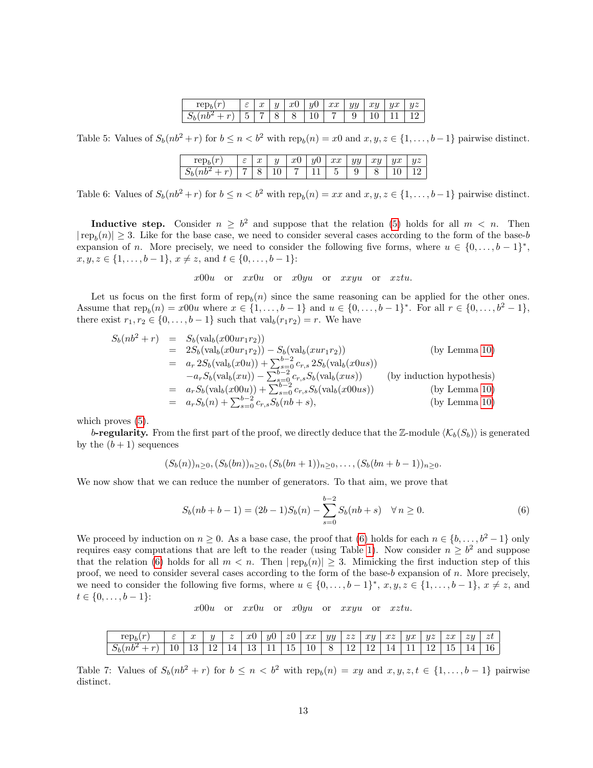| $\operatorname{rep}_b(r)$ | $\varepsilon$ | $x$ | $y$ | $x0$ | $y0$ | $xx$ | $yy$ | $xy$ | $yx$ | $yz$ |
|---|---|---|---|---|---|---|---|---|---|---|
| $S_b(nb^2+r)$ | 5 | 7 | 8 | 8 | 10 | 7 | 9 | 10 | 11 | 12 |

Table 5: Values of $S_b(nb^2+r)$ for $b \le n < b^2$ with $\operatorname{rep}_b(n) = x0$ and $x, y, z \in \{1, \ldots, b-1\}$ pairwise distinct.

| $\operatorname{rep}_b(r)$ | $\varepsilon$ | $x$ | $y$ | $x0$ | $y0$ | $xx$ | $yy$ | $xy$ | $yx$ | $yz$ |
|---|---|---|---|---|---|---|---|---|---|---|
| $S_b(nb^2+r)$ | 7 | 8 | 10 | 7 | 11 | 5 | 9 | 8 | 10 | 12 |

Table 6: Values of $S_b(nb^2+r)$ for $b \le n < b^2$ with $\operatorname{rep}_b(n) = xx$ and $x, y, z \in \{1, \ldots, b-1\}$ pairwise distinct.

**Inductive step.** Consider $n \ge b^2$ and suppose that the relation (5) holds for all $m < n$. Then $|\operatorname{rep}_b(n)| \ge 3$. Like for the base case, we need to consider several cases according to the form of the base-$b$ expansion of $n$. More precisely, we need to consider the following five forms, where $u \in \{0, \ldots, b-1\}^*$, $x, y, z \in \{1, \ldots, b-1\}$, $x \ne z$, and $t \in \{0, \ldots, b-1\}$:

$$x00u \quad \text{or} \quad xx0u \quad \text{or} \quad x0yu \quad \text{or} \quad xxyu \quad \text{or} \quad xztu.$$

Let us focus on the first form of $\operatorname{rep}_b(n)$ since the same reasoning can be applied for the other ones. Assume that $\operatorname{rep}_b(n) = x00u$ where $x \in \{1, \ldots, b-1\}$ and $u \in \{0, \ldots, b-1\}^*$. For all $r \in \{0, \ldots, b^2-1\}$, there exist $r_1, r_2 \in \{0, \ldots, b-1\}$ such that $\operatorname{val}_b(r_1 r_2) = r$. We have

$$\begin{aligned}
S_b(nb^2+r) &= S_b(\operatorname{val}_b(x00ur_1r_2)) \\
&= 2S_b(\operatorname{val}_b(x0ur_1r_2)) - S_b(\operatorname{val}_b(xur_1r_2)) && \text{(by Lemma 10)} \\
&= a_r\, 2S_b(\operatorname{val}_b(x0u)) + \textstyle\sum_{s=0}^{b-2} c_{r,s}\, 2S_b(\operatorname{val}_b(x0us)) \\
&\quad - a_r S_b(\operatorname{val}_b(xu)) - \textstyle\sum_{s=0}^{b-2} c_{r,s} S_b(\operatorname{val}_b(xus)) && \text{(by induction hypothesis)} \\
&= a_r S_b(\operatorname{val}_b(x00u)) + \textstyle\sum_{s=0}^{b-2} c_{r,s} S_b(\operatorname{val}_b(x00us)) && \text{(by Lemma 10)} \\
&= a_r S_b(n) + \textstyle\sum_{s=0}^{b-2} c_{r,s} S_b(nb+s), && \text{(by Lemma 10)}
\end{aligned}$$

which proves (5).

***b*-regularity.** From the first part of the proof, we directly deduce that the $\mathbb{Z}$-module $\langle \mathcal{K}_b(S_b) \rangle$ is generated by the $(b+1)$ sequences

$$(S_b(n))_{n\ge0}, (S_b(bn))_{n\ge0}, (S_b(bn+1))_{n\ge0}, \ldots, (S_b(bn+b-1))_{n\ge0}.$$

We now show that we can reduce the number of generators. To that aim, we prove that

$$S_b(nb+b-1) = (2b-1)S_b(n) - \sum_{s=0}^{b-2} S_b(nb+s) \quad \forall\, n \ge 0. \tag{6}$$

We proceed by induction on $n \ge 0$. As a base case, the proof that (6) holds for each $n \in \{b, \ldots, b^2-1\}$ only requires easy computations that are left to the reader (using Table 1). Now consider $n \ge b^2$ and suppose that the relation (6) holds for all $m < n$. Then $|\operatorname{rep}_b(n)| \ge 3$. Mimicking the first induction step of this proof, we need to consider several cases according to the form of the base-$b$ expansion of $n$. More precisely, we need to consider the following five forms, where $u \in \{0, \ldots, b-1\}^*$, $x, y, z \in \{1, \ldots, b-1\}$, $x \ne z$, and $t \in \{0, \ldots, b-1\}$:

$$x00u \quad \text{or} \quad xx0u \quad \text{or} \quad x0yu \quad \text{or} \quad xxyu \quad \text{or} \quad xztu.$$

| $\operatorname{rep}_b(r)$ | $\varepsilon$ | $x$ | $y$ | $z$ | $x0$ | $y0$ | $z0$ | $xx$ | $yy$ | $zz$ | $xy$ | $xz$ | $yx$ | $yz$ | $zx$ | $zy$ | $zt$ |
|---|---|---|---|---|---|---|---|---|---|---|---|---|---|---|---|---|---|
| $S_b(nb^2+r)$ | 10 | 13 | 12 | 14 | 13 | 11 | 15 | 10 | 8 | 12 | 12 | 14 | 11 | 12 | 15 | 14 | 16 |

Table 7: Values of $S_b(nb^2+r)$ for $b \le n < b^2$ with $\operatorname{rep}_b(n) = xy$ and $x, y, z, t \in \{1, \ldots, b-1\}$ pairwise distinct.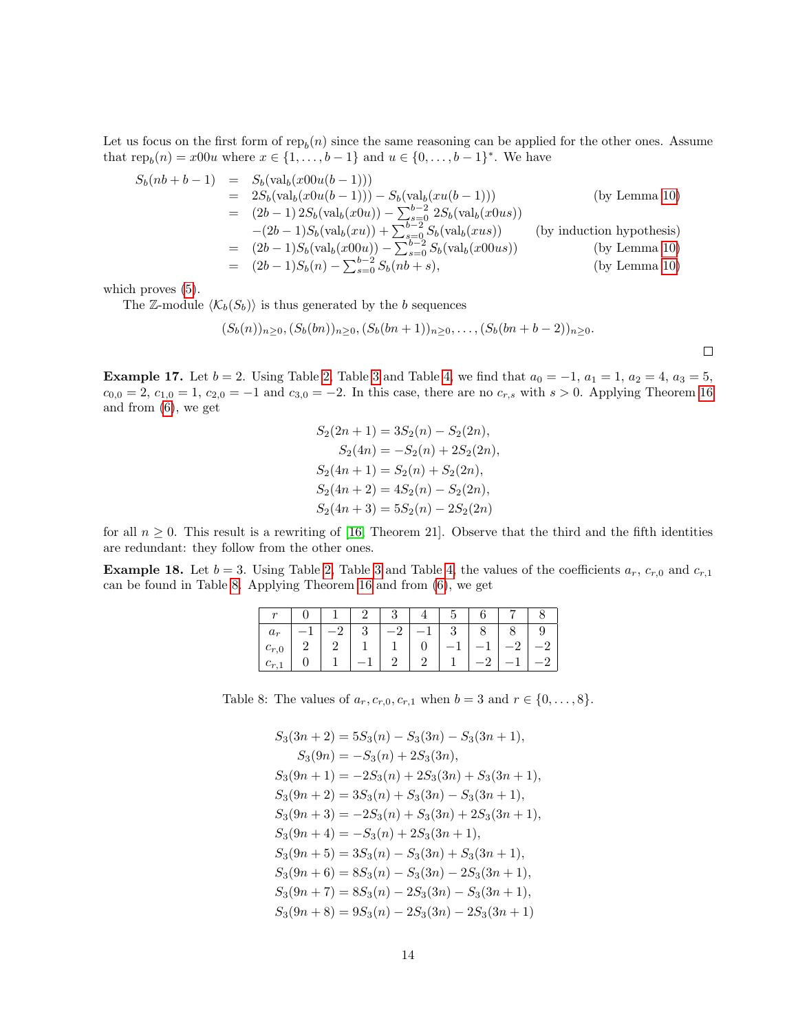Let us focus on the first form of $\mathrm{rep}_b(n)$ since the same reasoning can be applied for the other ones. Assume that $\mathrm{rep}_b(n) = x00u$ where $x \in \{1,\dots,b-1\}$ and $u \in \{0,\dots,b-1\}^*$. We have

$$
\begin{aligned}
S_b(nb+b-1) &= S_b(\mathrm{val}_b(x00u(b-1))) \\
&= 2S_b(\mathrm{val}_b(x0u(b-1))) - S_b(\mathrm{val}_b(xu(b-1))) && \text{(by Lemma 10)} \\
&= (2b-1)\,2S_b(\mathrm{val}_b(x0u)) - \textstyle\sum_{s=0}^{b-2} 2S_b(\mathrm{val}_b(x0us)) \\
&\quad -(2b-1)S_b(\mathrm{val}_b(xu)) + \textstyle\sum_{s=0}^{b-2} S_b(\mathrm{val}_b(xus)) && \text{(by induction hypothesis)} \\
&= (2b-1)S_b(\mathrm{val}_b(x00u)) - \textstyle\sum_{s=0}^{b-2} S_b(\mathrm{val}_b(x00us)) && \text{(by Lemma 10)} \\
&= (2b-1)S_b(n) - \textstyle\sum_{s=0}^{b-2} S_b(nb+s), && \text{(by Lemma 10)}
\end{aligned}
$$

which proves (5).

The $\mathbb{Z}$-module $\langle \mathcal{K}_b(S_b) \rangle$ is thus generated by the $b$ sequences

$$(S_b(n))_{n\geq 0}, (S_b(bn))_{n\geq 0}, (S_b(bn+1))_{n\geq 0}, \dots, (S_b(bn+b-2))_{n\geq 0}.$$

□

**Example 17.** Let $b = 2$. Using Table 2, Table 3 and Table 4, we find that $a_0 = -1$, $a_1 = 1$, $a_2 = 4$, $a_3 = 5$, $c_{0,0} = 2$, $c_{1,0} = 1$, $c_{2,0} = -1$ and $c_{3,0} = -2$. In this case, there are no $c_{r,s}$ with $s > 0$. Applying Theorem 16 and from (6), we get

$$
\begin{aligned}
S_2(2n+1) &= 3S_2(n) - S_2(2n), \\
S_2(4n) &= -S_2(n) + 2S_2(2n), \\
S_2(4n+1) &= S_2(n) + S_2(2n), \\
S_2(4n+2) &= 4S_2(n) - S_2(2n), \\
S_2(4n+3) &= 5S_2(n) - 2S_2(2n)
\end{aligned}
$$

for all $n \geq 0$. This result is a rewriting of [16, Theorem 21]. Observe that the third and the fifth identities are redundant: they follow from the other ones.

**Example 18.** Let $b = 3$. Using Table 2, Table 3 and Table 4, the values of the coefficients $a_r$, $c_{r,0}$ and $c_{r,1}$ can be found in Table 8. Applying Theorem 16 and from (6), we get

| $r$ | 0 | 1 | 2 | 3 | 4 | 5 | 6 | 7 | 8 |
|---|---|---|---|---|---|---|---|---|---|
| $a_r$ | $-1$ | $-2$ | 3 | $-2$ | $-1$ | 3 | 8 | 8 | 9 |
| $c_{r,0}$ | 2 | 2 | 1 | 1 | 0 | $-1$ | $-1$ | $-2$ | $-2$ |
| $c_{r,1}$ | 0 | 1 | $-1$ | 2 | 2 | 1 | $-2$ | $-1$ | $-2$ |

Table 8: The values of $a_r, c_{r,0}, c_{r,1}$ when $b = 3$ and $r \in \{0,\dots,8\}$.

$$
\begin{aligned}
S_3(3n+2) &= 5S_3(n) - S_3(3n) - S_3(3n+1), \\
S_3(9n) &= -S_3(n) + 2S_3(3n), \\
S_3(9n+1) &= -2S_3(n) + 2S_3(3n) + S_3(3n+1), \\
S_3(9n+2) &= 3S_3(n) + S_3(3n) - S_3(3n+1), \\
S_3(9n+3) &= -2S_3(n) + S_3(3n) + 2S_3(3n+1), \\
S_3(9n+4) &= -S_3(n) + 2S_3(3n+1), \\
S_3(9n+5) &= 3S_3(n) - S_3(3n) + S_3(3n+1), \\
S_3(9n+6) &= 8S_3(n) - S_3(3n) - 2S_3(3n+1), \\
S_3(9n+7) &= 8S_3(n) - 2S_3(3n) - S_3(3n+1), \\
S_3(9n+8) &= 9S_3(n) - 2S_3(3n) - 2S_3(3n+1)
\end{aligned}
$$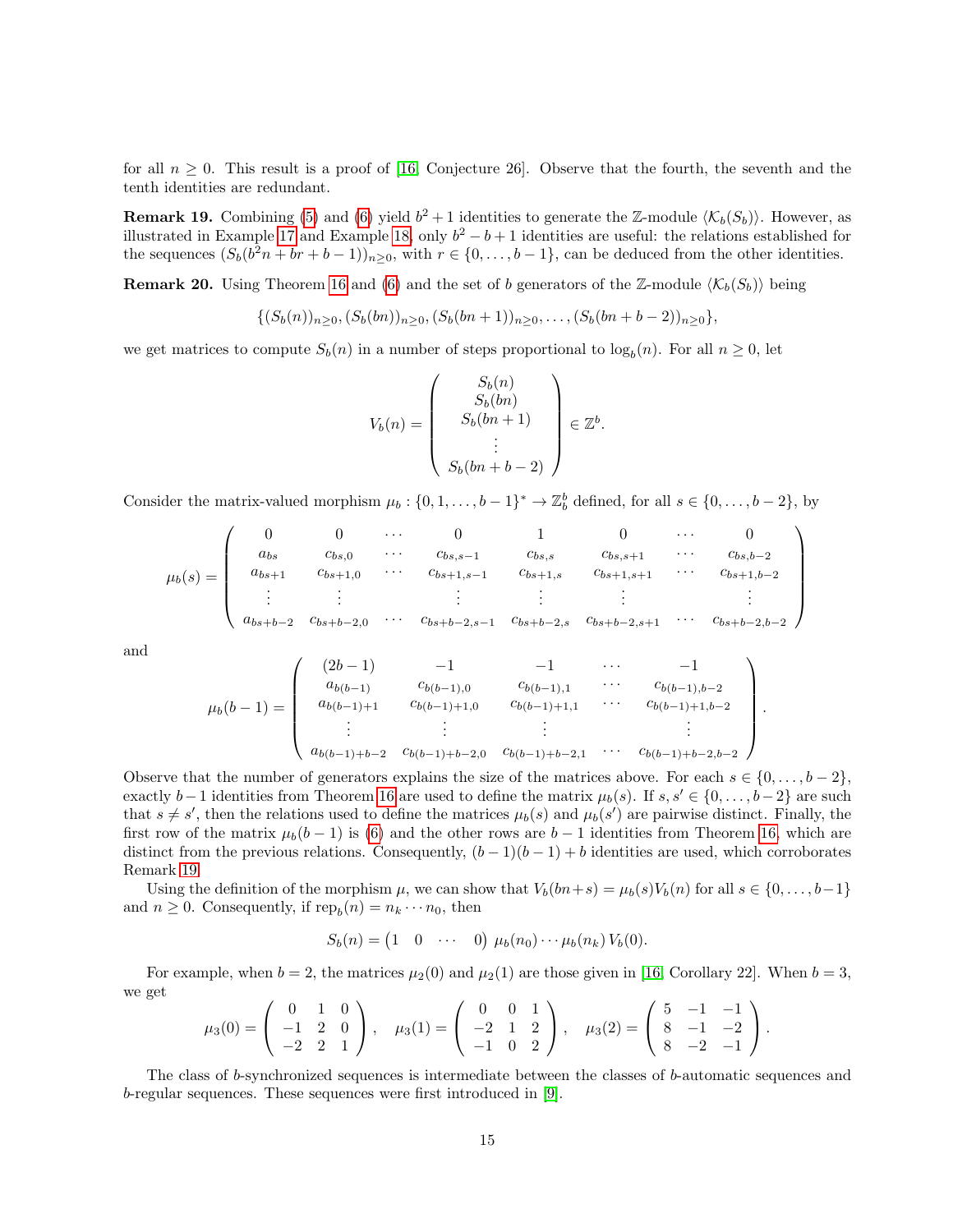for all $n \geq 0$. This result is a proof of [16, Conjecture 26]. Observe that the fourth, the seventh and the tenth identities are redundant.

**Remark 19.** Combining (5) and (6) yield $b^2+1$ identities to generate the $\mathbb{Z}$-module $\langle \mathcal{K}_b(S_b) \rangle$. However, as illustrated in Example 17 and Example 18, only $b^2-b+1$ identities are useful: the relations established for the sequences $(S_b(b^2n+br+b-1))_{n\geq 0}$, with $r \in \{0,\dots,b-1\}$, can be deduced from the other identities.

**Remark 20.** Using Theorem 16 and (6) and the set of $b$ generators of the $\mathbb{Z}$-module $\langle \mathcal{K}_b(S_b) \rangle$ being

$$\{(S_b(n))_{n\geq 0}, (S_b(bn))_{n\geq 0}, (S_b(bn+1))_{n\geq 0}, \dots, (S_b(bn+b-2))_{n\geq 0}\},$$

we get matrices to compute $S_b(n)$ in a number of steps proportional to $\log_b(n)$. For all $n \geq 0$, let

$$V_b(n) = \begin{pmatrix} S_b(n) \\ S_b(bn) \\ S_b(bn+1) \\ \vdots \\ S_b(bn+b-2) \end{pmatrix} \in \mathbb{Z}^b.$$

Consider the matrix-valued morphism $\mu_b : \{0,1,\dots,b-1\}^* \to \mathbb{Z}_b^b$ defined, for all $s \in \{0,\dots,b-2\}$, by

$$\mu_b(s) = \begin{pmatrix} 0 & 0 & \cdots & 0 & 1 & 0 & \cdots & 0 \\ a_{bs} & c_{bs,0} & \cdots & c_{bs,s-1} & c_{bs,s} & c_{bs,s+1} & \cdots & c_{bs,b-2} \\ a_{bs+1} & c_{bs+1,0} & \cdots & c_{bs+1,s-1} & c_{bs+1,s} & c_{bs+1,s+1} & \cdots & c_{bs+1,b-2} \\ \vdots & \vdots & & \vdots & \vdots & \vdots & & \vdots \\ a_{bs+b-2} & c_{bs+b-2,0} & \cdots & c_{bs+b-2,s-1} & c_{bs+b-2,s} & c_{bs+b-2,s+1} & \cdots & c_{bs+b-2,b-2} \end{pmatrix}$$

and

$$\mu_b(b-1) = \begin{pmatrix} (2b-1) & -1 & -1 & \cdots & -1 \\ a_{b(b-1)} & c_{b(b-1),0} & c_{b(b-1),1} & \cdots & c_{b(b-1),b-2} \\ a_{b(b-1)+1} & c_{b(b-1)+1,0} & c_{b(b-1)+1,1} & \cdots & c_{b(b-1)+1,b-2} \\ \vdots & \vdots & \vdots & & \vdots \\ a_{b(b-1)+b-2} & c_{b(b-1)+b-2,0} & c_{b(b-1)+b-2,1} & \cdots & c_{b(b-1)+b-2,b-2} \end{pmatrix}.$$

Observe that the number of generators explains the size of the matrices above. For each $s \in \{0,\dots,b-2\}$, exactly $b-1$ identities from Theorem 16 are used to define the matrix $\mu_b(s)$. If $s, s' \in \{0,\dots,b-2\}$ are such that $s \neq s'$, then the relations used to define the matrices $\mu_b(s)$ and $\mu_b(s')$ are pairwise distinct. Finally, the first row of the matrix $\mu_b(b-1)$ is (6) and the other rows are $b-1$ identities from Theorem 16, which are distinct from the previous relations. Consequently, $(b-1)(b-1)+b$ identities are used, which corroborates Remark 19.

Using the definition of the morphism $\mu$, we can show that $V_b(bn+s) = \mu_b(s)V_b(n)$ for all $s \in \{0,\dots,b-1\}$ and $n \geq 0$. Consequently, if $\text{rep}_b(n) = n_k \cdots n_0$, then

$$S_b(n) = \begin{pmatrix} 1 & 0 & \cdots & 0 \end{pmatrix} \mu_b(n_0) \cdots \mu_b(n_k)\, V_b(0).$$

For example, when $b=2$, the matrices $\mu_2(0)$ and $\mu_2(1)$ are those given in [16, Corollary 22]. When $b=3$, we get

$$\mu_3(0) = \begin{pmatrix} 0 & 1 & 0 \\ -1 & 2 & 0 \\ -2 & 2 & 1 \end{pmatrix}, \quad \mu_3(1) = \begin{pmatrix} 0 & 0 & 1 \\ -2 & 1 & 2 \\ -1 & 0 & 2 \end{pmatrix}, \quad \mu_3(2) = \begin{pmatrix} 5 & -1 & -1 \\ 8 & -1 & -2 \\ 8 & -2 & -1 \end{pmatrix}.$$

The class of $b$-synchronized sequences is intermediate between the classes of $b$-automatic sequences and $b$-regular sequences. These sequences were first introduced in [9].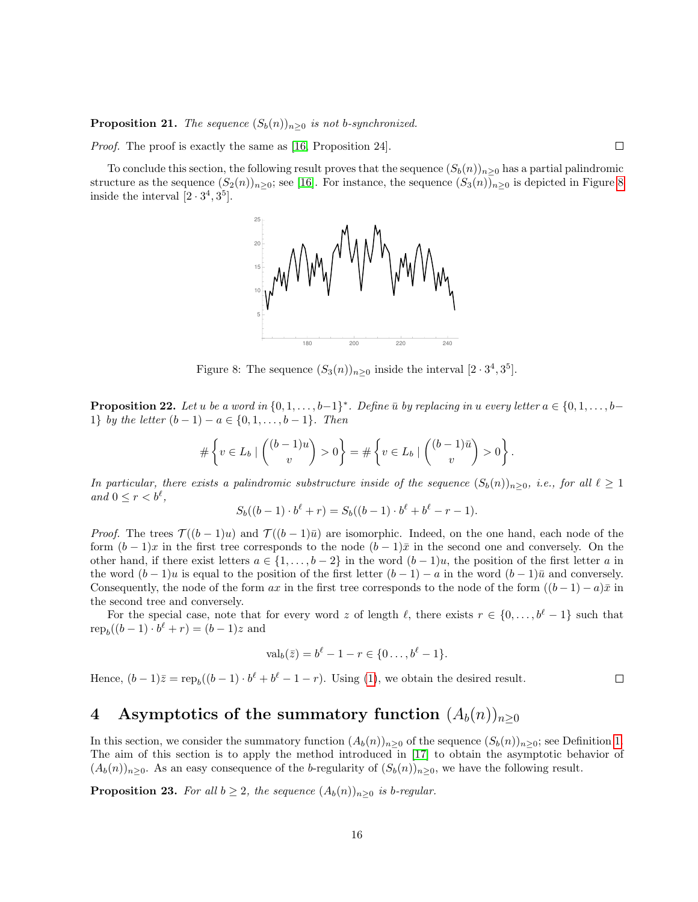**Proposition 21.** *The sequence $(S_b(n))_{n\geq 0}$ is not $b$-synchronized.*

*Proof.* The proof is exactly the same as [16, Proposition 24]. □

To conclude this section, the following result proves that the sequence $(S_b(n))_{n\geq 0}$ has a partial palindromic structure as the sequence $(S_2(n))_{n\geq 0}$; see [16]. For instance, the sequence $(S_3(n))_{n\geq 0}$ is depicted in Figure 8 inside the interval $[2\cdot 3^4, 3^5]$.

Figure 8: The sequence $(S_3(n))_{n\geq 0}$ inside the interval $[2\cdot 3^4, 3^5]$.

**Proposition 22.** *Let $u$ be a word in $\{0,1,\ldots,b-1\}^*$. Define $\bar{u}$ by replacing in $u$ every letter $a \in \{0,1,\ldots,b-1\}$ by the letter $(b-1)-a \in \{0,1,\ldots,b-1\}$. Then*

$$\#\left\{v \in L_b \mid \binom{(b-1)u}{v} > 0\right\} = \#\left\{v \in L_b \mid \binom{(b-1)\bar{u}}{v} > 0\right\}.$$

*In particular, there exists a palindromic substructure inside of the sequence $(S_b(n))_{n\geq 0}$, i.e., for all $\ell \geq 1$ and $0 \leq r < b^\ell$,*

$$S_b((b-1)\cdot b^\ell + r) = S_b((b-1)\cdot b^\ell + b^\ell - r - 1).$$

*Proof.* The trees $\mathcal{T}((b-1)u)$ and $\mathcal{T}((b-1)\bar{u})$ are isomorphic. Indeed, on the one hand, each node of the form $(b-1)x$ in the first tree corresponds to the node $(b-1)\bar{x}$ in the second one and conversely. On the other hand, if there exist letters $a \in \{1,\ldots,b-2\}$ in the word $(b-1)u$, the position of the first letter $a$ in the word $(b-1)u$ is equal to the position of the first letter $(b-1)-a$ in the word $(b-1)\bar{u}$ and conversely. Consequently, the node of the form $ax$ in the first tree corresponds to the node of the form $((b-1)-a)\bar{x}$ in the second tree and conversely.

For the special case, note that for every word $z$ of length $\ell$, there exists $r \in \{0,\ldots,b^\ell-1\}$ such that $\operatorname{rep}_b((b-1)\cdot b^\ell + r) = (b-1)z$ and

$$\operatorname{val}_b(\bar{z}) = b^\ell - 1 - r \in \{0\ldots,b^\ell-1\}.$$

Hence, $(b-1)\bar{z} = \operatorname{rep}_b((b-1)\cdot b^\ell + b^\ell - 1 - r)$. Using (1), we obtain the desired result. □

# 4 Asymptotics of the summatory function $(A_b(n))_{n\geq 0}$

In this section, we consider the summatory function $(A_b(n))_{n\geq 0}$ of the sequence $(S_b(n))_{n\geq 0}$; see Definition 1. The aim of this section is to apply the method introduced in [17] to obtain the asymptotic behavior of $(A_b(n))_{n\geq 0}$. As an easy consequence of the $b$-regularity of $(S_b(n))_{n\geq 0}$, we have the following result.

**Proposition 23.** *For all $b \geq 2$, the sequence $(A_b(n))_{n\geq 0}$ is $b$-regular.*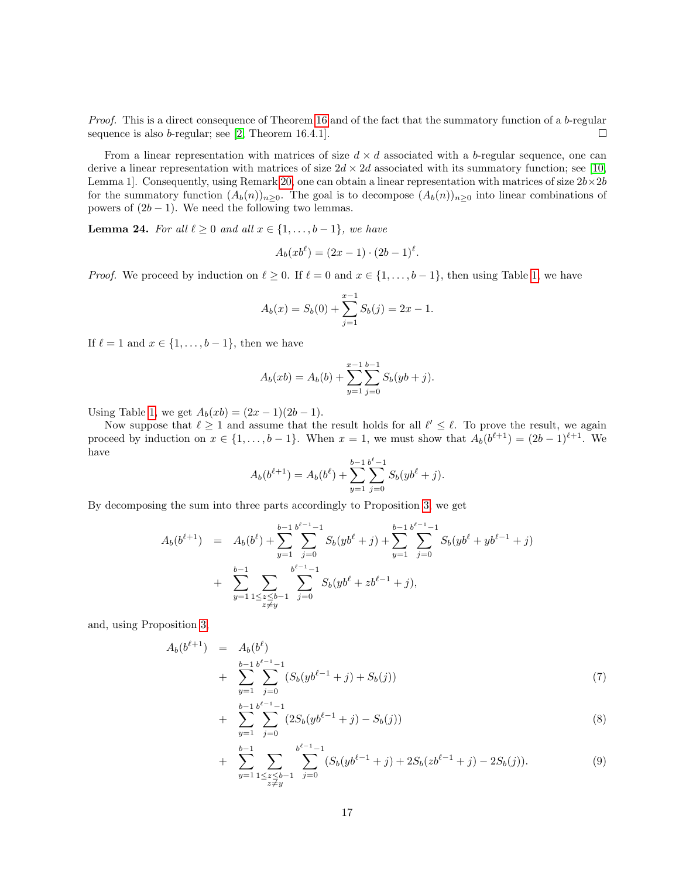*Proof.* This is a direct consequence of Theorem 16 and of the fact that the summatory function of a $b$-regular sequence is also $b$-regular; see [2, Theorem 16.4.1]. ◻

From a linear representation with matrices of size $d \times d$ associated with a $b$-regular sequence, one can derive a linear representation with matrices of size $2d \times 2d$ associated with its summatory function; see [10, Lemma 1]. Consequently, using Remark 20, one can obtain a linear representation with matrices of size $2b\times 2b$ for the summatory function $(A_b(n))_{n\ge 0}$. The goal is to decompose $(A_b(n))_{n\ge 0}$ into linear combinations of powers of $(2b-1)$. We need the following two lemmas.

**Lemma 24.** *For all $\ell \geq 0$ and all $x \in \{1, \dots, b-1\}$, we have*

$$A_b(xb^\ell) = (2x-1)\cdot(2b-1)^\ell.$$

*Proof.* We proceed by induction on $\ell \geq 0$. If $\ell = 0$ and $x \in \{1, \dots, b-1\}$, then using Table 1, we have

$$A_b(x) = S_b(0) + \sum_{j=1}^{x-1} S_b(j) = 2x-1.$$

If $\ell = 1$ and $x \in \{1, \dots, b-1\}$, then we have

$$A_b(xb) = A_b(b) + \sum_{y=1}^{x-1}\sum_{j=0}^{b-1} S_b(yb+j).$$

Using Table 1, we get $A_b(xb) = (2x-1)(2b-1)$.

Now suppose that $\ell \geq 1$ and assume that the result holds for all $\ell' \leq \ell$. To prove the result, we again proceed by induction on $x \in \{1, \dots, b-1\}$. When $x = 1$, we must show that $A_b(b^{\ell+1}) = (2b-1)^{\ell+1}$. We have

$$A_b(b^{\ell+1}) = A_b(b^\ell) + \sum_{y=1}^{b-1}\sum_{j=0}^{b^\ell-1} S_b(yb^\ell + j).$$

By decomposing the sum into three parts accordingly to Proposition 3, we get

$$\begin{aligned}
A_b(b^{\ell+1}) \;&=\; A_b(b^\ell) + \sum_{y=1}^{b-1}\sum_{j=0}^{b^{\ell-1}-1} S_b(yb^\ell + j) + \sum_{y=1}^{b-1}\sum_{j=0}^{b^{\ell-1}-1} S_b(yb^\ell + yb^{\ell-1} + j) \\
&+ \sum_{y=1}^{b-1}\sum_{\substack{1\le z\le b-1\\ z\neq y}}\sum_{j=0}^{b^{\ell-1}-1} S_b(yb^\ell + zb^{\ell-1} + j),
\end{aligned}$$

and, using Proposition 3,

$$\begin{aligned}
A_b(b^{\ell+1}) \;&=\; A_b(b^\ell) \\
&+ \sum_{y=1}^{b-1}\sum_{j=0}^{b^{\ell-1}-1} (S_b(yb^{\ell-1}+j) + S_b(j)) &(7)\\
&+ \sum_{y=1}^{b-1}\sum_{j=0}^{b^{\ell-1}-1} (2S_b(yb^{\ell-1}+j) - S_b(j)) &(8)\\
&+ \sum_{y=1}^{b-1}\sum_{\substack{1\le z\le b-1\\ z\neq y}}\sum_{j=0}^{b^{\ell-1}-1} (S_b(yb^{\ell-1}+j) + 2S_b(zb^{\ell-1}+j) - 2S_b(j)). &(9)
\end{aligned}$$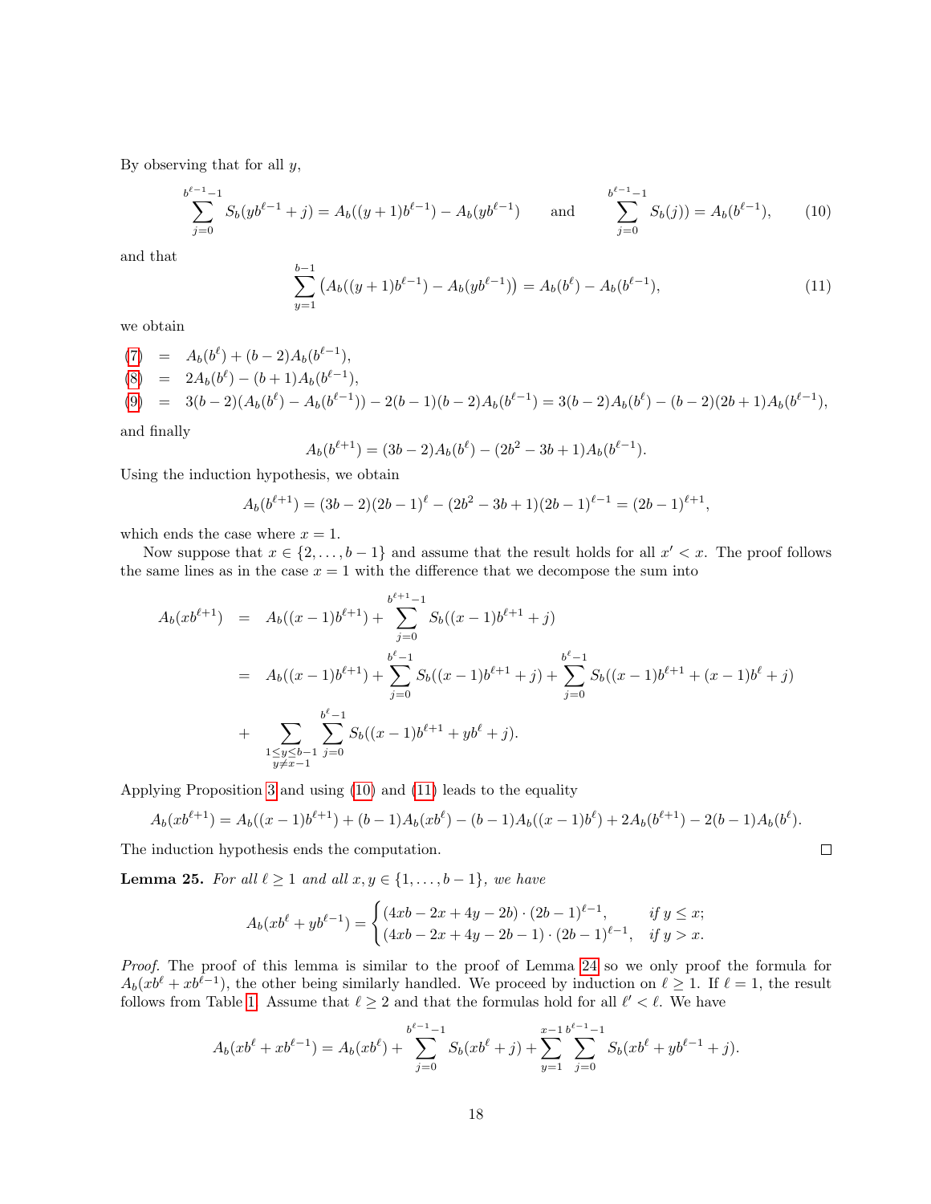By observing that for all $y$,

$$\sum_{j=0}^{b^{\ell-1}-1} S_b(yb^{\ell-1}+j) = A_b((y+1)b^{\ell-1}) - A_b(yb^{\ell-1}) \qquad \text{and} \qquad \sum_{j=0}^{b^{\ell-1}-1} S_b(j)) = A_b(b^{\ell-1}), \tag{10}$$

and that

$$\sum_{y=1}^{b-1} \left(A_b((y+1)b^{\ell-1}) - A_b(yb^{\ell-1})\right) = A_b(b^\ell) - A_b(b^{\ell-1}), \tag{11}$$

we obtain

$$\begin{aligned}
(7) &= A_b(b^\ell) + (b-2)A_b(b^{\ell-1}),\\
(8) &= 2A_b(b^\ell) - (b+1)A_b(b^{\ell-1}),\\
(9) &= 3(b-2)(A_b(b^\ell) - A_b(b^{\ell-1})) - 2(b-1)(b-2)A_b(b^{\ell-1}) = 3(b-2)A_b(b^\ell) - (b-2)(2b+1)A_b(b^{\ell-1}),
\end{aligned}$$

and finally

$$A_b(b^{\ell+1}) = (3b-2)A_b(b^\ell) - (2b^2-3b+1)A_b(b^{\ell-1}).$$

Using the induction hypothesis, we obtain

$$A_b(b^{\ell+1}) = (3b-2)(2b-1)^\ell - (2b^2-3b+1)(2b-1)^{\ell-1} = (2b-1)^{\ell+1},$$

which ends the case where $x = 1$.

Now suppose that $x \in \{2, \ldots, b-1\}$ and assume that the result holds for all $x' < x$. The proof follows the same lines as in the case $x = 1$ with the difference that we decompose the sum into

$$\begin{aligned}
A_b(xb^{\ell+1}) &= A_b((x-1)b^{\ell+1}) + \sum_{j=0}^{b^{\ell+1}-1} S_b((x-1)b^{\ell+1}+j)\\
&= A_b((x-1)b^{\ell+1}) + \sum_{j=0}^{b^\ell-1} S_b((x-1)b^{\ell+1}+j) + \sum_{j=0}^{b^\ell-1} S_b((x-1)b^{\ell+1}+(x-1)b^\ell+j)\\
&+ \sum_{\substack{1\le y\le b-1\\ y\ne x-1}} \sum_{j=0}^{b^\ell-1} S_b((x-1)b^{\ell+1}+yb^\ell+j).
\end{aligned}$$

Applying Proposition 3 and using (10) and (11) leads to the equality

$$A_b(xb^{\ell+1}) = A_b((x-1)b^{\ell+1}) + (b-1)A_b(xb^\ell) - (b-1)A_b((x-1)b^\ell) + 2A_b(b^{\ell+1}) - 2(b-1)A_b(b^\ell).$$

The induction hypothesis ends the computation. □

**Lemma 25.** *For all $\ell \geq 1$ and all $x, y \in \{1, \ldots, b-1\}$, we have*

$$A_b(xb^\ell + yb^{\ell-1}) = \begin{cases} (4xb - 2x + 4y - 2b) \cdot (2b-1)^{\ell-1}, & \text{if } y \le x;\\ (4xb - 2x + 4y - 2b - 1) \cdot (2b-1)^{\ell-1}, & \text{if } y > x. \end{cases}$$

*Proof.* The proof of this lemma is similar to the proof of Lemma 24 so we only proof the formula for $A_b(xb^\ell + xb^{\ell-1})$, the other being similarly handled. We proceed by induction on $\ell \geq 1$. If $\ell = 1$, the result follows from Table 1. Assume that $\ell \geq 2$ and that the formulas hold for all $\ell' < \ell$. We have

$$A_b(xb^\ell + xb^{\ell-1}) = A_b(xb^\ell) + \sum_{j=0}^{b^{\ell-1}-1} S_b(xb^\ell + j) + \sum_{y=1}^{x-1}\sum_{j=0}^{b^{\ell-1}-1} S_b(xb^\ell + yb^{\ell-1} + j).$$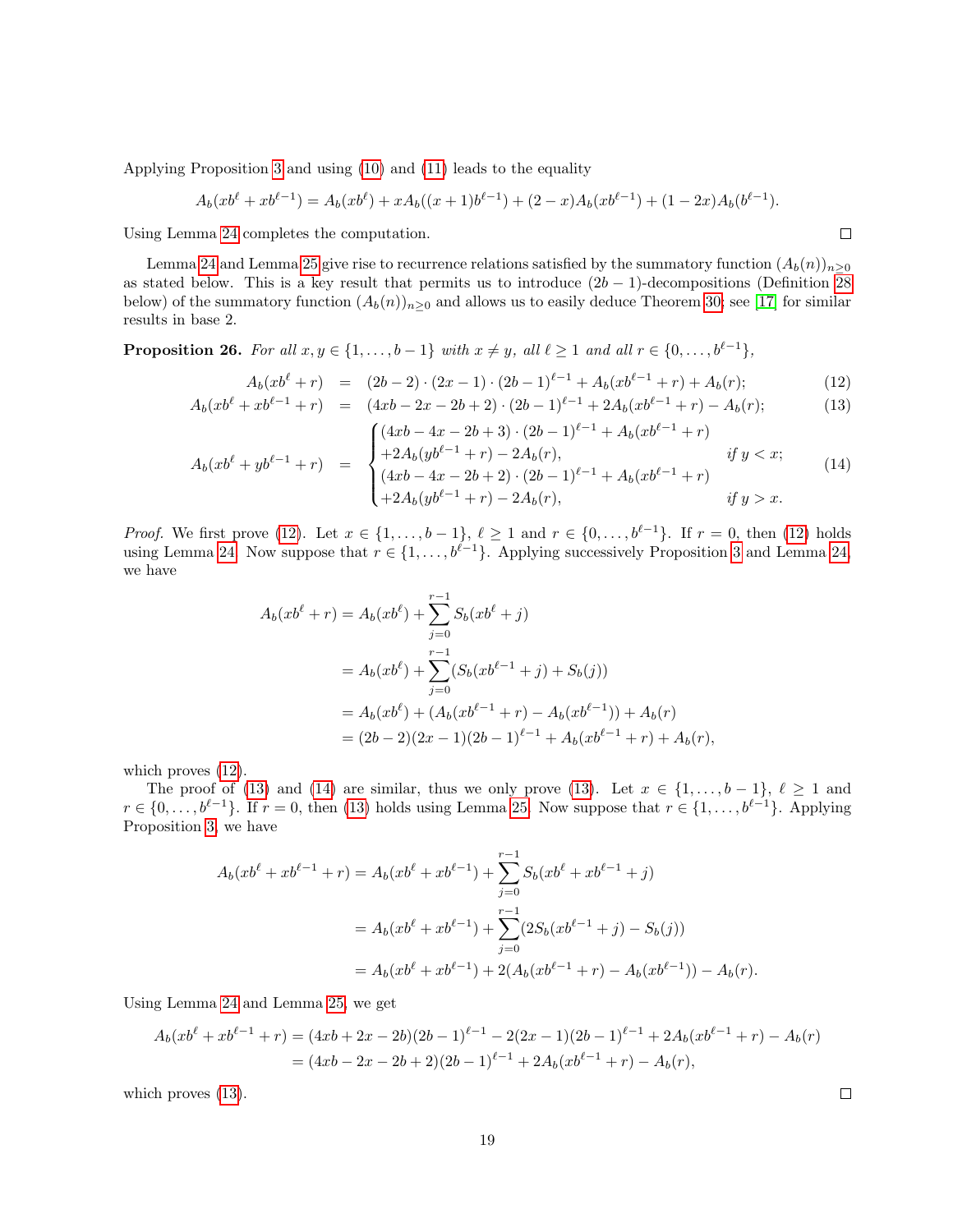Applying Proposition 3 and using (10) and (11) leads to the equality

$$A_b(xb^\ell + xb^{\ell-1}) = A_b(xb^\ell) + xA_b((x+1)b^{\ell-1}) + (2-x)A_b(xb^{\ell-1}) + (1-2x)A_b(b^{\ell-1}).$$

Using Lemma 24 completes the computation. $\square$

Lemma 24 and Lemma 25 give rise to recurrence relations satisfied by the summatory function $(A_b(n))_{n\geq 0}$ as stated below. This is a key result that permits us to introduce $(2b-1)$-decompositions (Definition 28 below) of the summatory function $(A_b(n))_{n\geq 0}$ and allows us to easily deduce Theorem 30; see [17] for similar results in base 2.

**Proposition 26.** *For all $x, y \in \{1, \ldots, b-1\}$ with $x \neq y$, all $\ell \geq 1$ and all $r \in \{0, \ldots, b^{\ell-1}\}$,*

$$A_b(xb^\ell + r) = (2b-2)\cdot(2x-1)\cdot(2b-1)^{\ell-1} + A_b(xb^{\ell-1} + r) + A_b(r); \tag{12}$$

$$A_b(xb^\ell + xb^{\ell-1} + r) = (4xb - 2x - 2b + 2)\cdot(2b-1)^{\ell-1} + 2A_b(xb^{\ell-1} + r) - A_b(r); \tag{13}$$

$$A_b(xb^\ell + yb^{\ell-1} + r) = \begin{cases} (4xb - 4x - 2b + 3)\cdot(2b-1)^{\ell-1} + A_b(xb^{\ell-1} + r) \\ +2A_b(yb^{\ell-1} + r) - 2A_b(r), & \text{if } y < x; \\ (4xb - 4x - 2b + 2)\cdot(2b-1)^{\ell-1} + A_b(xb^{\ell-1} + r) \\ +2A_b(yb^{\ell-1} + r) - 2A_b(r), & \text{if } y > x. \end{cases} \tag{14}$$

*Proof.* We first prove (12). Let $x \in \{1, \ldots, b-1\}$, $\ell \geq 1$ and $r \in \{0, \ldots, b^{\ell-1}\}$. If $r = 0$, then (12) holds using Lemma 24. Now suppose that $r \in \{1, \ldots, b^{\ell-1}\}$. Applying successively Proposition 3 and Lemma 24, we have

$$\begin{aligned}
A_b(xb^\ell + r) &= A_b(xb^\ell) + \sum_{j=0}^{r-1} S_b(xb^\ell + j) \\
&= A_b(xb^\ell) + \sum_{j=0}^{r-1}(S_b(xb^{\ell-1} + j) + S_b(j)) \\
&= A_b(xb^\ell) + (A_b(xb^{\ell-1} + r) - A_b(xb^{\ell-1})) + A_b(r) \\
&= (2b-2)(2x-1)(2b-1)^{\ell-1} + A_b(xb^{\ell-1} + r) + A_b(r),
\end{aligned}$$

which proves (12).

The proof of (13) and (14) are similar, thus we only prove (13). Let $x \in \{1, \ldots, b-1\}$, $\ell \geq 1$ and $r \in \{0, \ldots, b^{\ell-1}\}$. If $r = 0$, then (13) holds using Lemma 25. Now suppose that $r \in \{1, \ldots, b^{\ell-1}\}$. Applying Proposition 3, we have

$$\begin{aligned}
A_b(xb^\ell + xb^{\ell-1} + r) &= A_b(xb^\ell + xb^{\ell-1}) + \sum_{j=0}^{r-1} S_b(xb^\ell + xb^{\ell-1} + j) \\
&= A_b(xb^\ell + xb^{\ell-1}) + \sum_{j=0}^{r-1}(2S_b(xb^{\ell-1} + j) - S_b(j)) \\
&= A_b(xb^\ell + xb^{\ell-1}) + 2(A_b(xb^{\ell-1} + r) - A_b(xb^{\ell-1})) - A_b(r).
\end{aligned}$$

Using Lemma 24 and Lemma 25, we get

$$\begin{aligned}
A_b(xb^\ell + xb^{\ell-1} + r) &= (4xb + 2x - 2b)(2b-1)^{\ell-1} - 2(2x-1)(2b-1)^{\ell-1} + 2A_b(xb^{\ell-1} + r) - A_b(r) \\
&= (4xb - 2x - 2b + 2)(2b-1)^{\ell-1} + 2A_b(xb^{\ell-1} + r) - A_b(r),
\end{aligned}$$

which proves (13). $\square$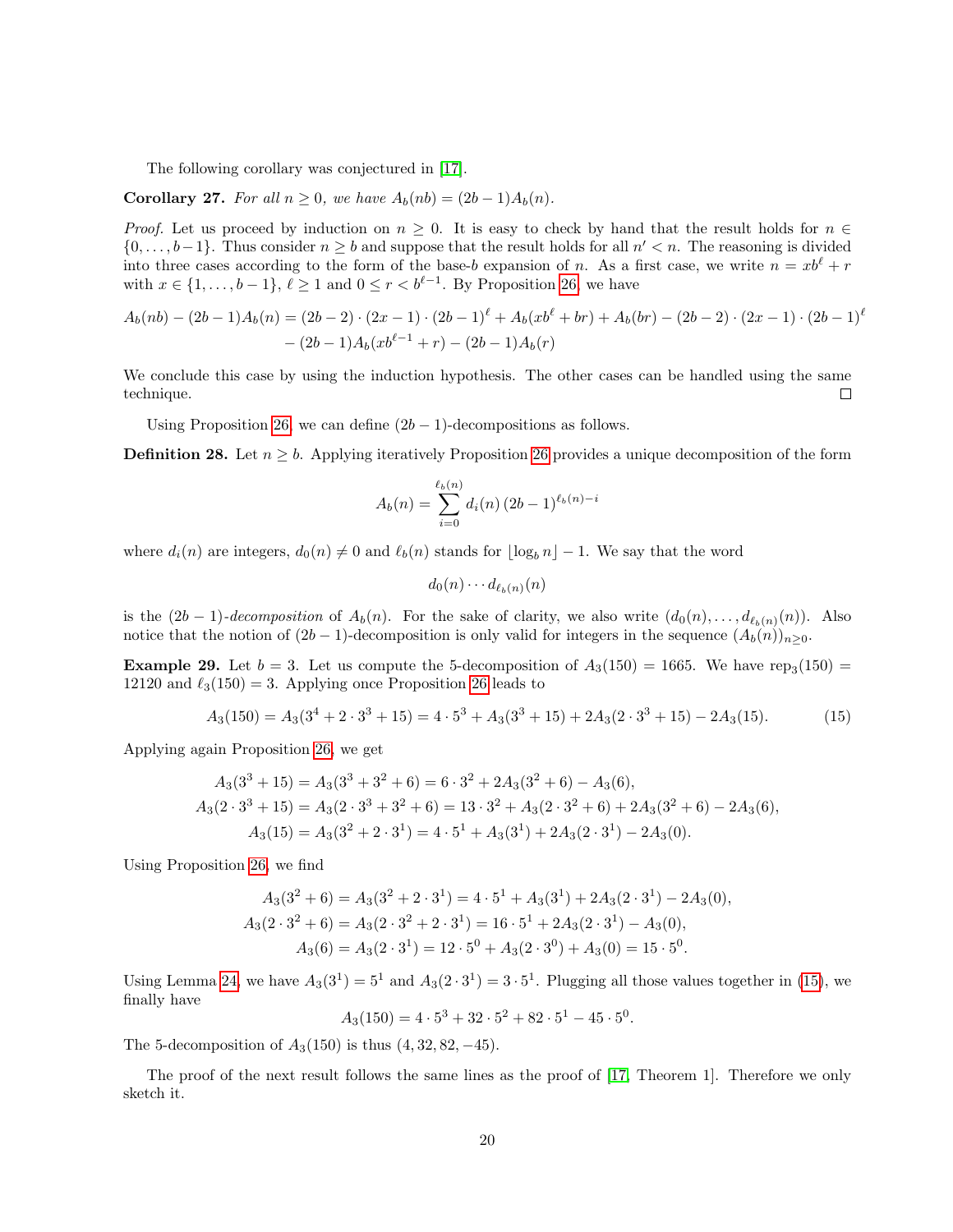The following corollary was conjectured in [17].

**Corollary 27.** *For all $n \geq 0$, we have $A_b(nb) = (2b-1)A_b(n)$.*

*Proof.* Let us proceed by induction on $n \geq 0$. It is easy to check by hand that the result holds for $n \in \{0, \ldots, b-1\}$. Thus consider $n \geq b$ and suppose that the result holds for all $n' < n$. The reasoning is divided into three cases according to the form of the base-$b$ expansion of $n$. As a first case, we write $n = xb^\ell + r$ with $x \in \{1, \ldots, b-1\}$, $\ell \geq 1$ and $0 \leq r < b^{\ell-1}$. By Proposition 26, we have

$$A_b(nb) - (2b-1)A_b(n) = (2b-2) \cdot (2x-1) \cdot (2b-1)^\ell + A_b(xb^\ell + br) + A_b(br) - (2b-2) \cdot (2x-1) \cdot (2b-1)^\ell$$
$$- (2b-1)A_b(xb^{\ell-1} + r) - (2b-1)A_b(r)$$

We conclude this case by using the induction hypothesis. The other cases can be handled using the same technique. □

Using Proposition 26, we can define $(2b-1)$-decompositions as follows.

**Definition 28.** Let $n \geq b$. Applying iteratively Proposition 26 provides a unique decomposition of the form

$$A_b(n) = \sum_{i=0}^{\ell_b(n)} d_i(n)\,(2b-1)^{\ell_b(n)-i}$$

where $d_i(n)$ are integers, $d_0(n) \neq 0$ and $\ell_b(n)$ stands for $\lfloor \log_b n \rfloor - 1$. We say that the word

$$d_0(n) \cdots d_{\ell_b(n)}(n)$$

is the $(2b-1)$-*decomposition* of $A_b(n)$. For the sake of clarity, we also write $(d_0(n), \ldots, d_{\ell_b(n)}(n))$. Also notice that the notion of $(2b-1)$-decomposition is only valid for integers in the sequence $(A_b(n))_{n\geq 0}$.

**Example 29.** Let $b = 3$. Let us compute the 5-decomposition of $A_3(150) = 1665$. We have $\text{rep}_3(150) = 12120$ and $\ell_3(150) = 3$. Applying once Proposition 26 leads to

$$A_3(150) = A_3(3^4 + 2 \cdot 3^3 + 15) = 4 \cdot 5^3 + A_3(3^3 + 15) + 2A_3(2 \cdot 3^3 + 15) - 2A_3(15). \tag{15}$$

Applying again Proposition 26, we get

$$A_3(3^3 + 15) = A_3(3^3 + 3^2 + 6) = 6 \cdot 3^2 + 2A_3(3^2 + 6) - A_3(6),$$
$$A_3(2 \cdot 3^3 + 15) = A_3(2 \cdot 3^3 + 3^2 + 6) = 13 \cdot 3^2 + A_3(2 \cdot 3^2 + 6) + 2A_3(3^2 + 6) - 2A_3(6),$$
$$A_3(15) = A_3(3^2 + 2 \cdot 3^1) = 4 \cdot 5^1 + A_3(3^1) + 2A_3(2 \cdot 3^1) - 2A_3(0).$$

Using Proposition 26, we find

$$A_3(3^2 + 6) = A_3(3^2 + 2 \cdot 3^1) = 4 \cdot 5^1 + A_3(3^1) + 2A_3(2 \cdot 3^1) - 2A_3(0),$$
$$A_3(2 \cdot 3^2 + 6) = A_3(2 \cdot 3^2 + 2 \cdot 3^1) = 16 \cdot 5^1 + 2A_3(2 \cdot 3^1) - A_3(0),$$
$$A_3(6) = A_3(2 \cdot 3^1) = 12 \cdot 5^0 + A_3(2 \cdot 3^0) + A_3(0) = 15 \cdot 5^0.$$

Using Lemma 24, we have $A_3(3^1) = 5^1$ and $A_3(2 \cdot 3^1) = 3 \cdot 5^1$. Plugging all those values together in (15), we finally have

$$A_3(150) = 4 \cdot 5^3 + 32 \cdot 5^2 + 82 \cdot 5^1 - 45 \cdot 5^0.$$

The 5-decomposition of $A_3(150)$ is thus $(4, 32, 82, -45)$.

The proof of the next result follows the same lines as the proof of [17, Theorem 1]. Therefore we only sketch it.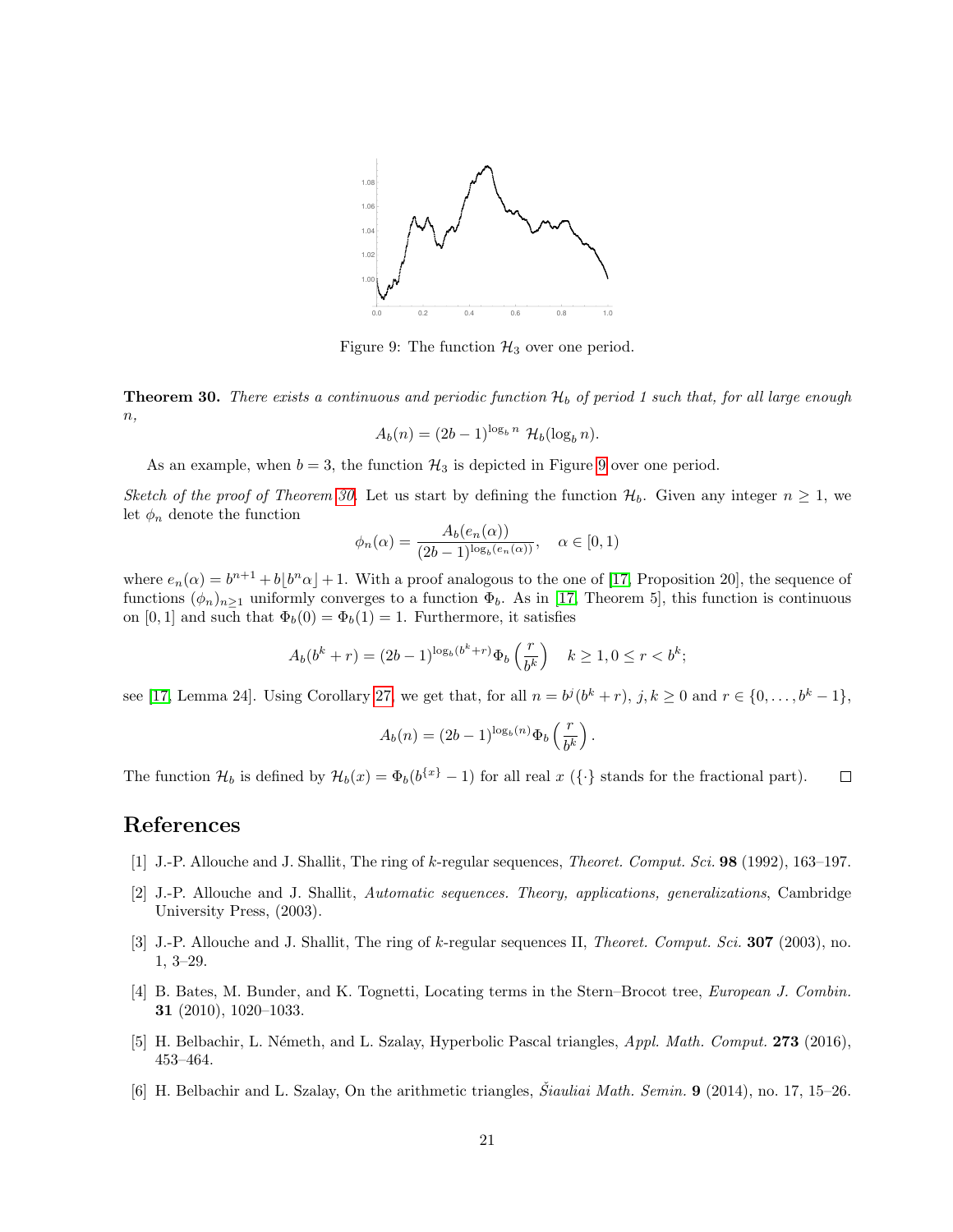Figure 9: The function $\mathcal{H}_3$ over one period.

**Theorem 30.** *There exists a continuous and periodic function $\mathcal{H}_b$ of period 1 such that, for all large enough $n$,*

$$A_b(n) = (2b-1)^{\log_b n}\ \mathcal{H}_b(\log_b n).$$

As an example, when $b = 3$, the function $\mathcal{H}_3$ is depicted in Figure 9 over one period.

*Sketch of the proof of Theorem 30.* Let us start by defining the function $\mathcal{H}_b$. Given any integer $n \geq 1$, we let $\phi_n$ denote the function

$$\phi_n(\alpha) = \frac{A_b(e_n(\alpha))}{(2b-1)^{\log_b(e_n(\alpha))}}, \quad \alpha \in [0,1)$$

where $e_n(\alpha) = b^{n+1} + b\lfloor b^n \alpha \rfloor + 1$. With a proof analogous to the one of [17, Proposition 20], the sequence of functions $(\phi_n)_{n\geq 1}$ uniformly converges to a function $\Phi_b$. As in [17, Theorem 5], this function is continuous on $[0,1]$ and such that $\Phi_b(0) = \Phi_b(1) = 1$. Furthermore, it satisfies

$$A_b(b^k + r) = (2b-1)^{\log_b(b^k+r)}\Phi_b\left(\frac{r}{b^k}\right) \quad k \geq 1, 0 \leq r < b^k;$$

see [17, Lemma 24]. Using Corollary 27, we get that, for all $n = b^j(b^k + r)$, $j, k \geq 0$ and $r \in \{0, \ldots, b^k - 1\}$,

$$A_b(n) = (2b-1)^{\log_b(n)}\Phi_b\left(\frac{r}{b^k}\right).$$

The function $\mathcal{H}_b$ is defined by $\mathcal{H}_b(x) = \Phi_b(b^{\{x\}} - 1)$ for all real $x$ ($\{\cdot\}$ stands for the fractional part). □

## References

[1] J.-P. Allouche and J. Shallit, The ring of $k$-regular sequences, *Theoret. Comput. Sci.* **98** (1992), 163–197.

[2] J.-P. Allouche and J. Shallit, *Automatic sequences. Theory, applications, generalizations*, Cambridge University Press, (2003).

[3] J.-P. Allouche and J. Shallit, The ring of $k$-regular sequences II, *Theoret. Comput. Sci.* **307** (2003), no. 1, 3–29.

[4] B. Bates, M. Bunder, and K. Tognetti, Locating terms in the Stern–Brocot tree, *European J. Combin.* **31** (2010), 1020–1033.

[5] H. Belbachir, L. Németh, and L. Szalay, Hyperbolic Pascal triangles, *Appl. Math. Comput.* **273** (2016), 453–464.

[6] H. Belbachir and L. Szalay, On the arithmetic triangles, *Šiauliai Math. Semin.* **9** (2014), no. 17, 15–26.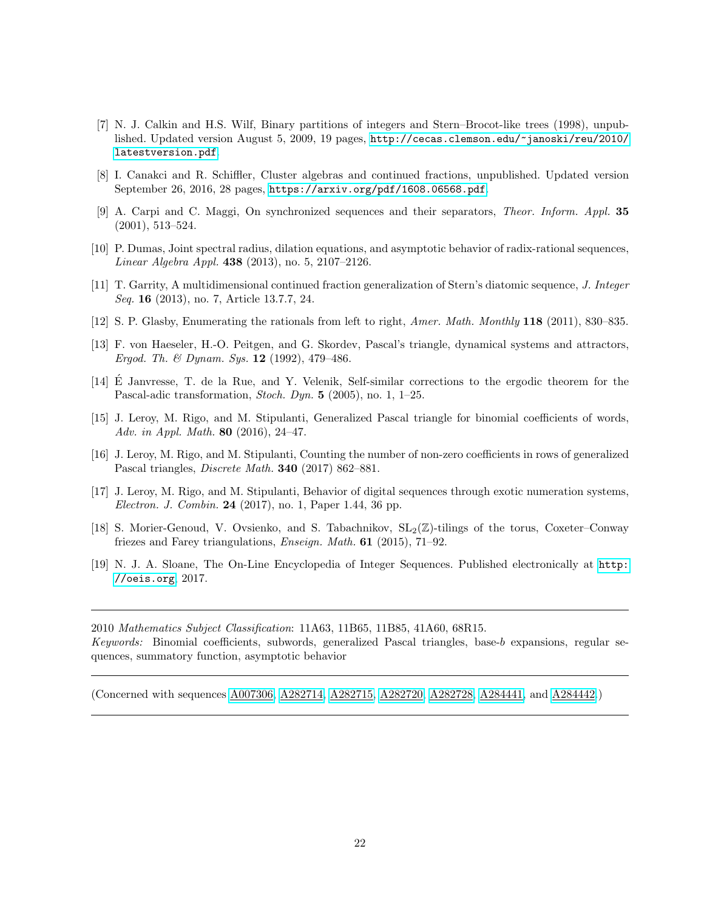[7] N. J. Calkin and H.S. Wilf, Binary partitions of integers and Stern–Brocot-like trees (1998), unpublished. Updated version August 5, 2009, 19 pages, http://cecas.clemson.edu/~janoski/reu/2010/latestversion.pdf.

[8] I. Canakci and R. Schiffler, Cluster algebras and continued fractions, unpublished. Updated version September 26, 2016, 28 pages, https://arxiv.org/pdf/1608.06568.pdf.

[9] A. Carpi and C. Maggi, On synchronized sequences and their separators, *Theor. Inform. Appl.* **35** (2001), 513–524.

[10] P. Dumas, Joint spectral radius, dilation equations, and asymptotic behavior of radix-rational sequences, *Linear Algebra Appl.* **438** (2013), no. 5, 2107–2126.

[11] T. Garrity, A multidimensional continued fraction generalization of Stern's diatomic sequence, *J. Integer Seq.* **16** (2013), no. 7, Article 13.7.7, 24.

[12] S. P. Glasby, Enumerating the rationals from left to right, *Amer. Math. Monthly* **118** (2011), 830–835.

[13] F. von Haeseler, H.-O. Peitgen, and G. Skordev, Pascal's triangle, dynamical systems and attractors, *Ergod. Th. & Dynam. Sys.* **12** (1992), 479–486.

[14] É Janvresse, T. de la Rue, and Y. Velenik, Self-similar corrections to the ergodic theorem for the Pascal-adic transformation, *Stoch. Dyn.* **5** (2005), no. 1, 1–25.

[15] J. Leroy, M. Rigo, and M. Stipulanti, Generalized Pascal triangle for binomial coefficients of words, *Adv. in Appl. Math.* **80** (2016), 24–47.

[16] J. Leroy, M. Rigo, and M. Stipulanti, Counting the number of non-zero coefficients in rows of generalized Pascal triangles, *Discrete Math.* **340** (2017) 862–881.

[17] J. Leroy, M. Rigo, and M. Stipulanti, Behavior of digital sequences through exotic numeration systems, *Electron. J. Combin.* **24** (2017), no. 1, Paper 1.44, 36 pp.

[18] S. Morier-Genoud, V. Ovsienko, and S. Tabachnikov, $\mathrm{SL}_2(\mathbb{Z})$-tilings of the torus, Coxeter–Conway friezes and Farey triangulations, *Enseign. Math.* **61** (2015), 71–92.

[19] N. J. A. Sloane, The On-Line Encyclopedia of Integer Sequences. Published electronically at http://oeis.org, 2017.

---

2010 *Mathematics Subject Classification*: 11A63, 11B65, 11B85, 41A60, 68R15.
*Keywords:* Binomial coefficients, subwords, generalized Pascal triangles, base-$b$ expansions, regular sequences, summatory function, asymptotic behavior

---

(Concerned with sequences A007306, A282714, A282715, A282720, A282728, A284441, and A284442.)

---